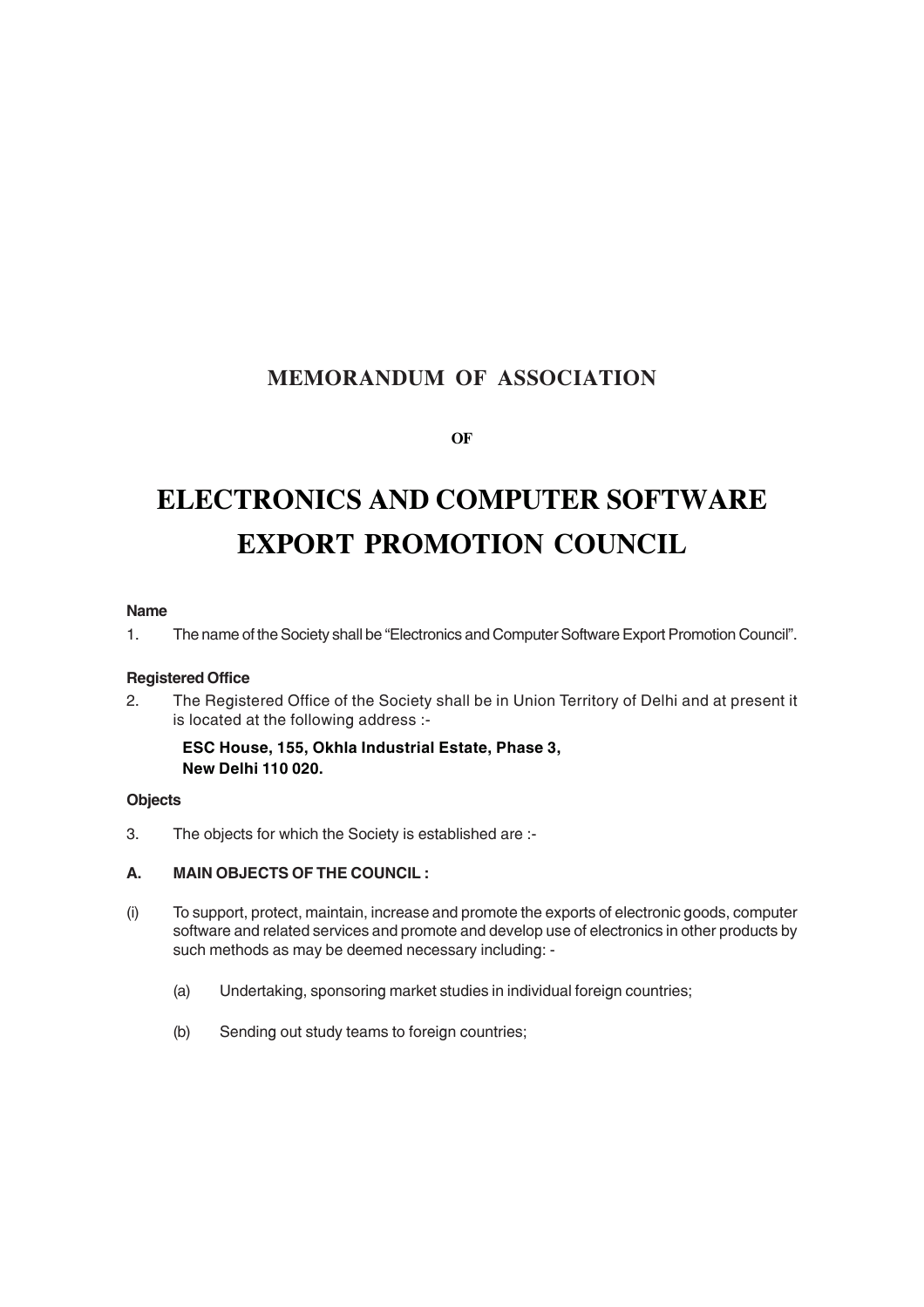# MEMORANDUM OF ASSOCIATION

**OF**

# ELECTRONICS AND COMPUTER SOFTWARE EXPORT PROMOTION COUNCIL

**Name**

1. The name of the Society shall be "Electronics and Computer Software Export Promotion Council".

**Registered Office**

2. The Registered Office of the Society shall be in Union Territory of Delhi and at present it is located at the following address :-

   **ESC House, 155, Okhla Industrial Estate, Phase 3, New Delhi 110 020.**

**Objects**

3. The objects for which the Society is established are :-

**A. MAIN OBJECTS OF THE COUNCIL :**

(i) To support, protect, maintain, increase and promote the exports of electronic goods, computer software and related services and promote and develop use of electronics in other products by such methods as may be deemed necessary including: -

   (a) Undertaking, sponsoring market studies in individual foreign countries;

   (b) Sending out study teams to foreign countries;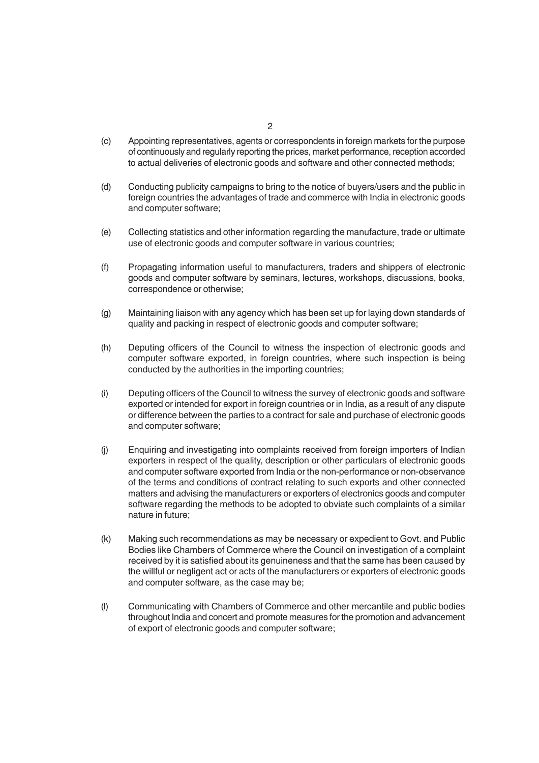(c) Appointing representatives, agents or correspondents in foreign markets for the purpose of continuously and regularly reporting the prices, market performance, reception accorded to actual deliveries of electronic goods and software and other connected methods;

(d) Conducting publicity campaigns to bring to the notice of buyers/users and the public in foreign countries the advantages of trade and commerce with India in electronic goods and computer software;

(e) Collecting statistics and other information regarding the manufacture, trade or ultimate use of electronic goods and computer software in various countries;

(f) Propagating information useful to manufacturers, traders and shippers of electronic goods and computer software by seminars, lectures, workshops, discussions, books, correspondence or otherwise;

(g) Maintaining liaison with any agency which has been set up for laying down standards of quality and packing in respect of electronic goods and computer software;

(h) Deputing officers of the Council to witness the inspection of electronic goods and computer software exported, in foreign countries, where such inspection is being conducted by the authorities in the importing countries;

(i) Deputing officers of the Council to witness the survey of electronic goods and software exported or intended for export in foreign countries or in India, as a result of any dispute or difference between the parties to a contract for sale and purchase of electronic goods and computer software;

(j) Enquiring and investigating into complaints received from foreign importers of Indian exporters in respect of the quality, description or other particulars of electronic goods and computer software exported from India or the non-performance or non-observance of the terms and conditions of contract relating to such exports and other connected matters and advising the manufacturers or exporters of electronics goods and computer software regarding the methods to be adopted to obviate such complaints of a similar nature in future;

(k) Making such recommendations as may be necessary or expedient to Govt. and Public Bodies like Chambers of Commerce where the Council on investigation of a complaint received by it is satisfied about its genuineness and that the same has been caused by the willful or negligent act or acts of the manufacturers or exporters of electronic goods and computer software, as the case may be;

(l) Communicating with Chambers of Commerce and other mercantile and public bodies throughout India and concert and promote measures for the promotion and advancement of export of electronic goods and computer software;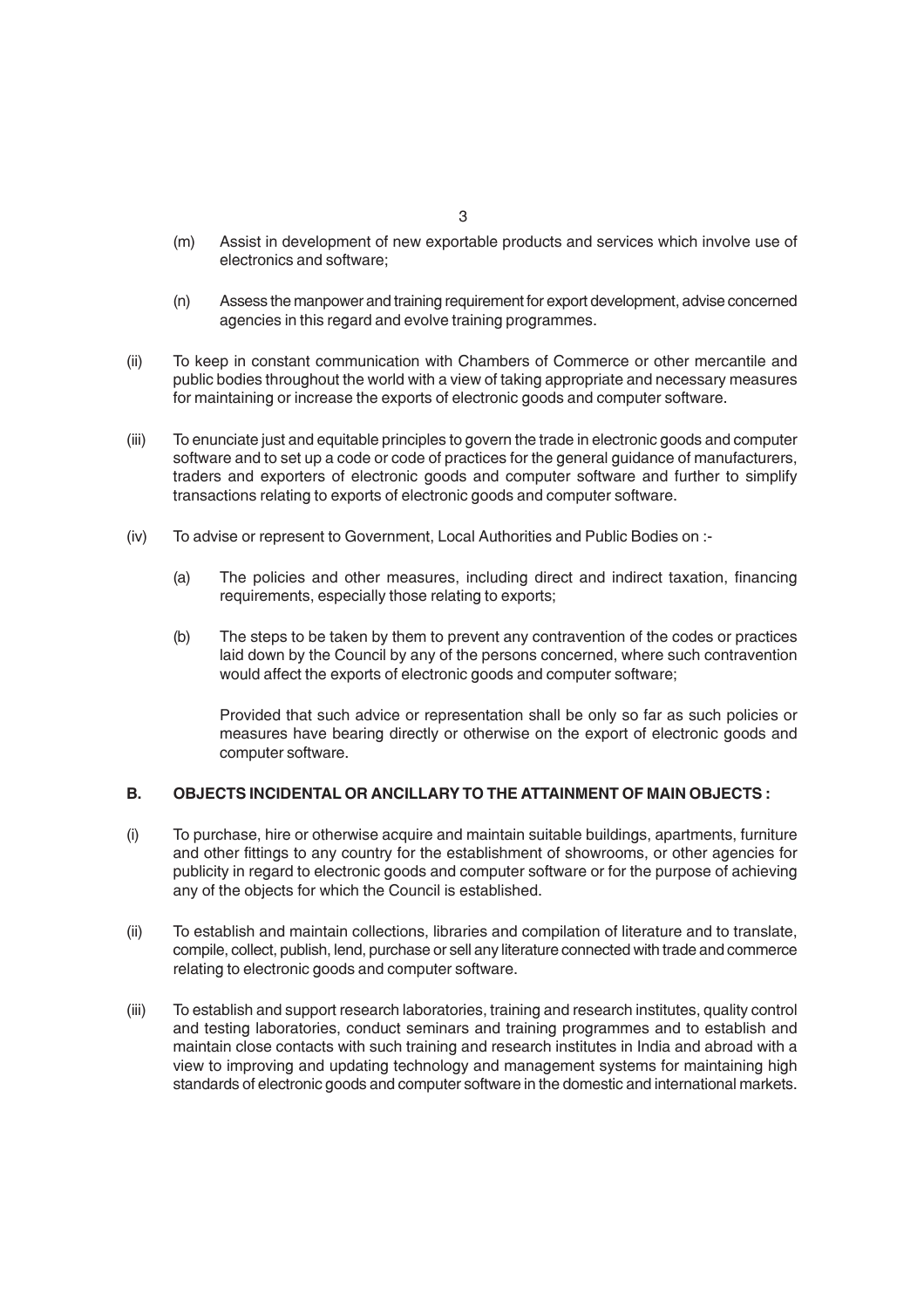(m) Assist in development of new exportable products and services which involve use of electronics and software;

(n) Assess the manpower and training requirement for export development, advise concerned agencies in this regard and evolve training programmes.

(ii) To keep in constant communication with Chambers of Commerce or other mercantile and public bodies throughout the world with a view of taking appropriate and necessary measures for maintaining or increase the exports of electronic goods and computer software.

(iii) To enunciate just and equitable principles to govern the trade in electronic goods and computer software and to set up a code or code of practices for the general guidance of manufacturers, traders and exporters of electronic goods and computer software and further to simplify transactions relating to exports of electronic goods and computer software.

(iv) To advise or represent to Government, Local Authorities and Public Bodies on :-

(a) The policies and other measures, including direct and indirect taxation, financing requirements, especially those relating to exports;

(b) The steps to be taken by them to prevent any contravention of the codes or practices laid down by the Council by any of the persons concerned, where such contravention would affect the exports of electronic goods and computer software;

Provided that such advice or representation shall be only so far as such policies or measures have bearing directly or otherwise on the export of electronic goods and computer software.

**B. OBJECTS INCIDENTAL OR ANCILLARY TO THE ATTAINMENT OF MAIN OBJECTS :**

(i) To purchase, hire or otherwise acquire and maintain suitable buildings, apartments, furniture and other fittings to any country for the establishment of showrooms, or other agencies for publicity in regard to electronic goods and computer software or for the purpose of achieving any of the objects for which the Council is established.

(ii) To establish and maintain collections, libraries and compilation of literature and to translate, compile, collect, publish, lend, purchase or sell any literature connected with trade and commerce relating to electronic goods and computer software.

(iii) To establish and support research laboratories, training and research institutes, quality control and testing laboratories, conduct seminars and training programmes and to establish and maintain close contacts with such training and research institutes in India and abroad with a view to improving and updating technology and management systems for maintaining high standards of electronic goods and computer software in the domestic and international markets.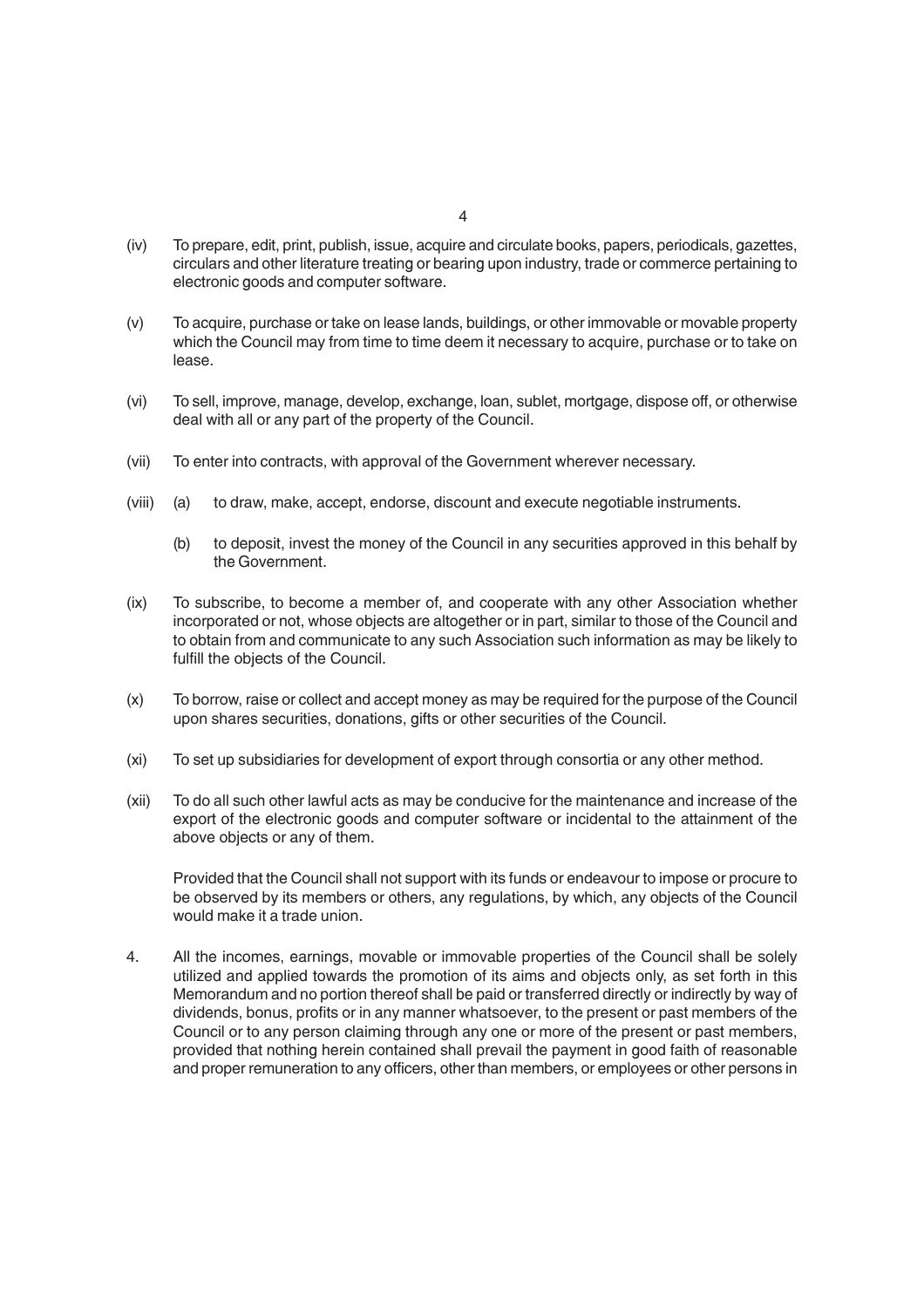(iv) To prepare, edit, print, publish, issue, acquire and circulate books, papers, periodicals, gazettes, circulars and other literature treating or bearing upon industry, trade or commerce pertaining to electronic goods and computer software.

(v) To acquire, purchase or take on lease lands, buildings, or other immovable or movable property which the Council may from time to time deem it necessary to acquire, purchase or to take on lease.

(vi) To sell, improve, manage, develop, exchange, loan, sublet, mortgage, dispose off, or otherwise deal with all or any part of the property of the Council.

(vii) To enter into contracts, with approval of the Government wherever necessary.

(viii) (a) to draw, make, accept, endorse, discount and execute negotiable instruments.

(b) to deposit, invest the money of the Council in any securities approved in this behalf by the Government.

(ix) To subscribe, to become a member of, and cooperate with any other Association whether incorporated or not, whose objects are altogether or in part, similar to those of the Council and to obtain from and communicate to any such Association such information as may be likely to fulfill the objects of the Council.

(x) To borrow, raise or collect and accept money as may be required for the purpose of the Council upon shares securities, donations, gifts or other securities of the Council.

(xi) To set up subsidiaries for development of export through consortia or any other method.

(xii) To do all such other lawful acts as may be conducive for the maintenance and increase of the export of the electronic goods and computer software or incidental to the attainment of the above objects or any of them.

Provided that the Council shall not support with its funds or endeavour to impose or procure to be observed by its members or others, any regulations, by which, any objects of the Council would make it a trade union.

4. All the incomes, earnings, movable or immovable properties of the Council shall be solely utilized and applied towards the promotion of its aims and objects only, as set forth in this Memorandum and no portion thereof shall be paid or transferred directly or indirectly by way of dividends, bonus, profits or in any manner whatsoever, to the present or past members of the Council or to any person claiming through any one or more of the present or past members, provided that nothing herein contained shall prevail the payment in good faith of reasonable and proper remuneration to any officers, other than members, or employees or other persons in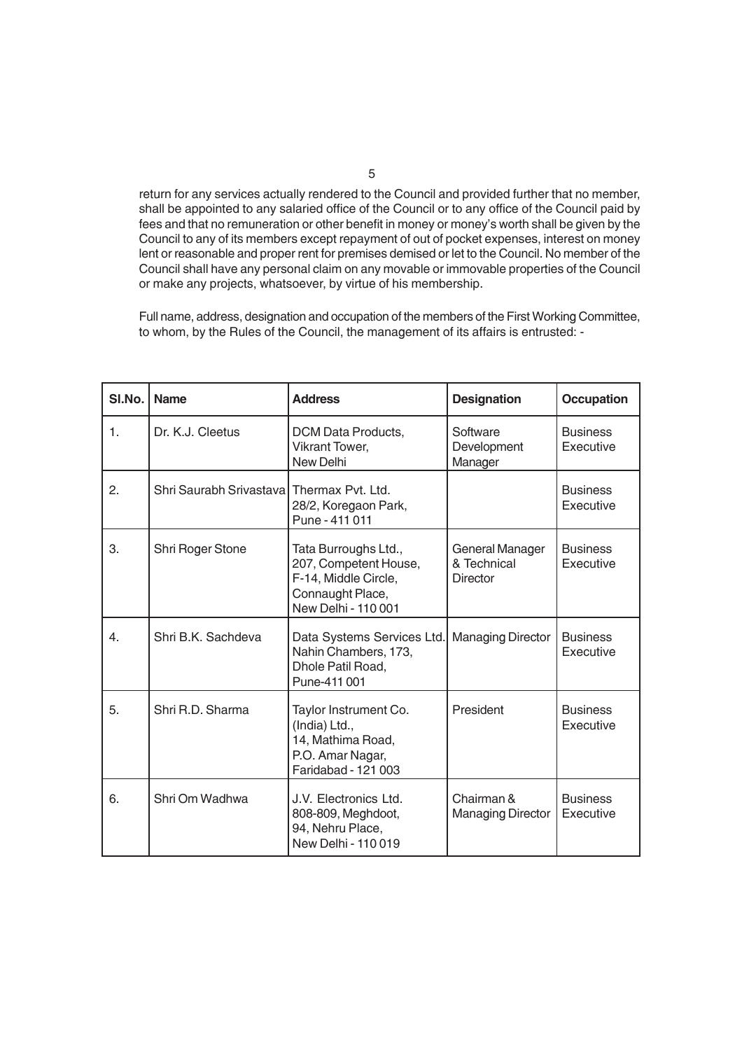return for any services actually rendered to the Council and provided further that no member, shall be appointed to any salaried office of the Council or to any office of the Council paid by fees and that no remuneration or other benefit in money or money's worth shall be given by the Council to any of its members except repayment of out of pocket expenses, interest on money lent or reasonable and proper rent for premises demised or let to the Council. No member of the Council shall have any personal claim on any movable or immovable properties of the Council or make any projects, whatsoever, by virtue of his membership.

Full name, address, designation and occupation of the members of the First Working Committee, to whom, by the Rules of the Council, the management of its affairs is entrusted: -

| Sl.No. | Name | Address | Designation | Occupation |
|---|---|---|---|---|
| 1. | Dr. K.J. Cleetus | DCM Data Products, Vikrant Tower, New Delhi | Software Development Manager | Business Executive |
| 2. | Shri Saurabh Srivastava | Thermax Pvt. Ltd. 28/2, Koregaon Park, Pune - 411 011 | | Business Executive |
| 3. | Shri Roger Stone | Tata Burroughs Ltd., 207, Competent House, F-14, Middle Circle, Connaught Place, New Delhi - 110 001 | General Manager & Technical Director | Business Executive |
| 4. | Shri B.K. Sachdeva | Data Systems Services Ltd. Nahin Chambers, 173, Dhole Patil Road, Pune-411 001 | Managing Director | Business Executive |
| 5. | Shri R.D. Sharma | Taylor Instrument Co. (India) Ltd., 14, Mathima Road, P.O. Amar Nagar, Faridabad - 121 003 | President | Business Executive |
| 6. | Shri Om Wadhwa | J.V. Electronics Ltd. 808-809, Meghdoot, 94, Nehru Place, New Delhi - 110 019 | Chairman & Managing Director | Business Executive |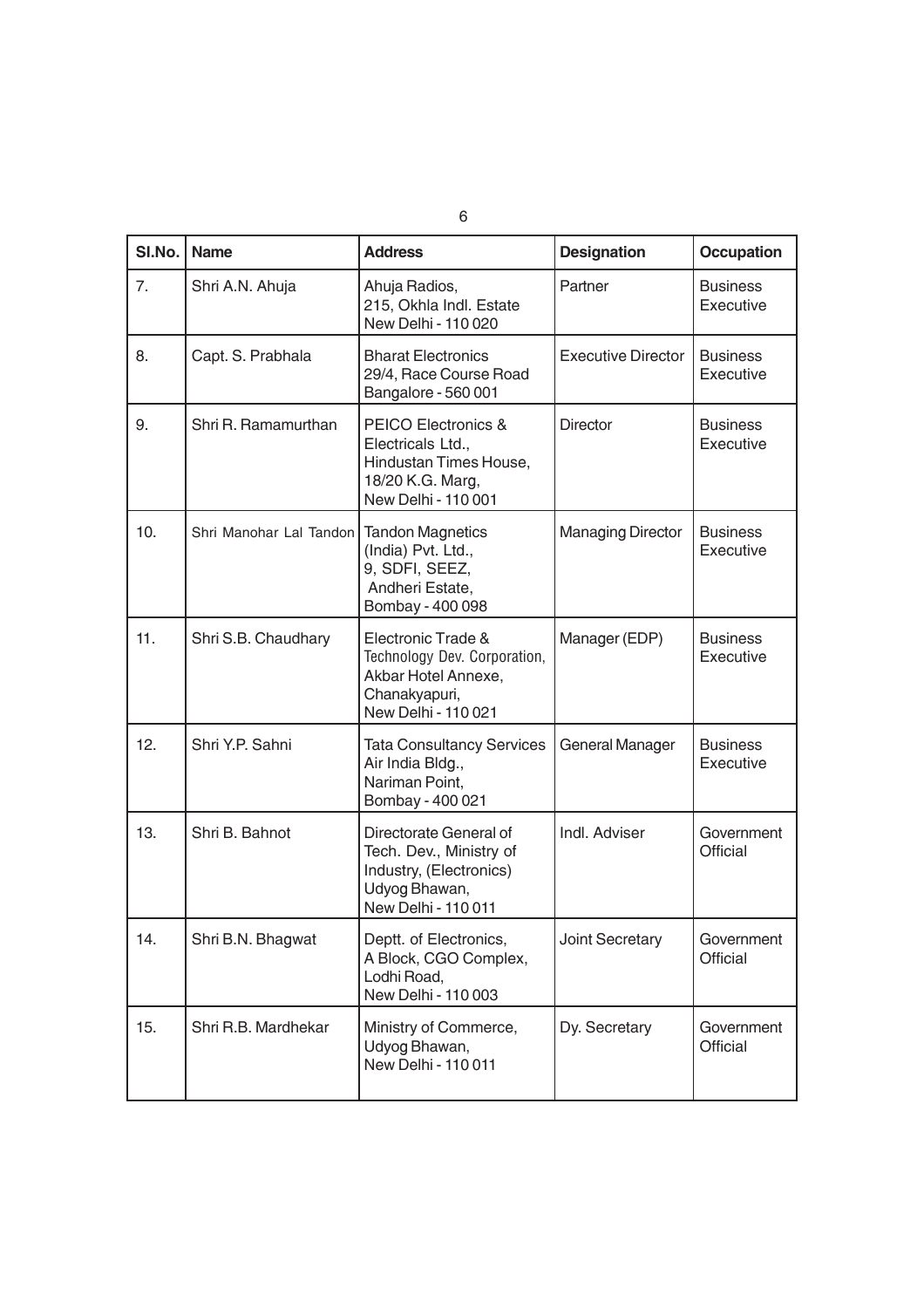| Sl.No. | Name | Address | Designation | Occupation |
|---|---|---|---|---|
| 7. | Shri A.N. Ahuja | Ahuja Radios, 215, Okhla Indl. Estate New Delhi - 110 020 | Partner | Business Executive |
| 8. | Capt. S. Prabhala | Bharat Electronics 29/4, Race Course Road Bangalore - 560 001 | Executive Director | Business Executive |
| 9. | Shri R. Ramamurthan | PEICO Electronics & Electricals Ltd., Hindustan Times House, 18/20 K.G. Marg, New Delhi - 110 001 | Director | Business Executive |
| 10. | Shri Manohar Lal Tandon | Tandon Magnetics (India) Pvt. Ltd., 9, SDFI, SEEZ, Andheri Estate, Bombay - 400 098 | Managing Director | Business Executive |
| 11. | Shri S.B. Chaudhary | Electronic Trade & Technology Dev. Corporation, Akbar Hotel Annexe, Chanakyapuri, New Delhi - 110 021 | Manager (EDP) | Business Executive |
| 12. | Shri Y.P. Sahni | Tata Consultancy Services Air India Bldg., Nariman Point, Bombay - 400 021 | General Manager | Business Executive |
| 13. | Shri B. Bahnot | Directorate General of Tech. Dev., Ministry of Industry, (Electronics) Udyog Bhawan, New Delhi - 110 011 | Indl. Adviser | Government Official |
| 14. | Shri B.N. Bhagwat | Deptt. of Electronics, A Block, CGO Complex, Lodhi Road, New Delhi - 110 003 | Joint Secretary | Government Official |
| 15. | Shri R.B. Mardhekar | Ministry of Commerce, Udyog Bhawan, New Delhi - 110 011 | Dy. Secretary | Government Official |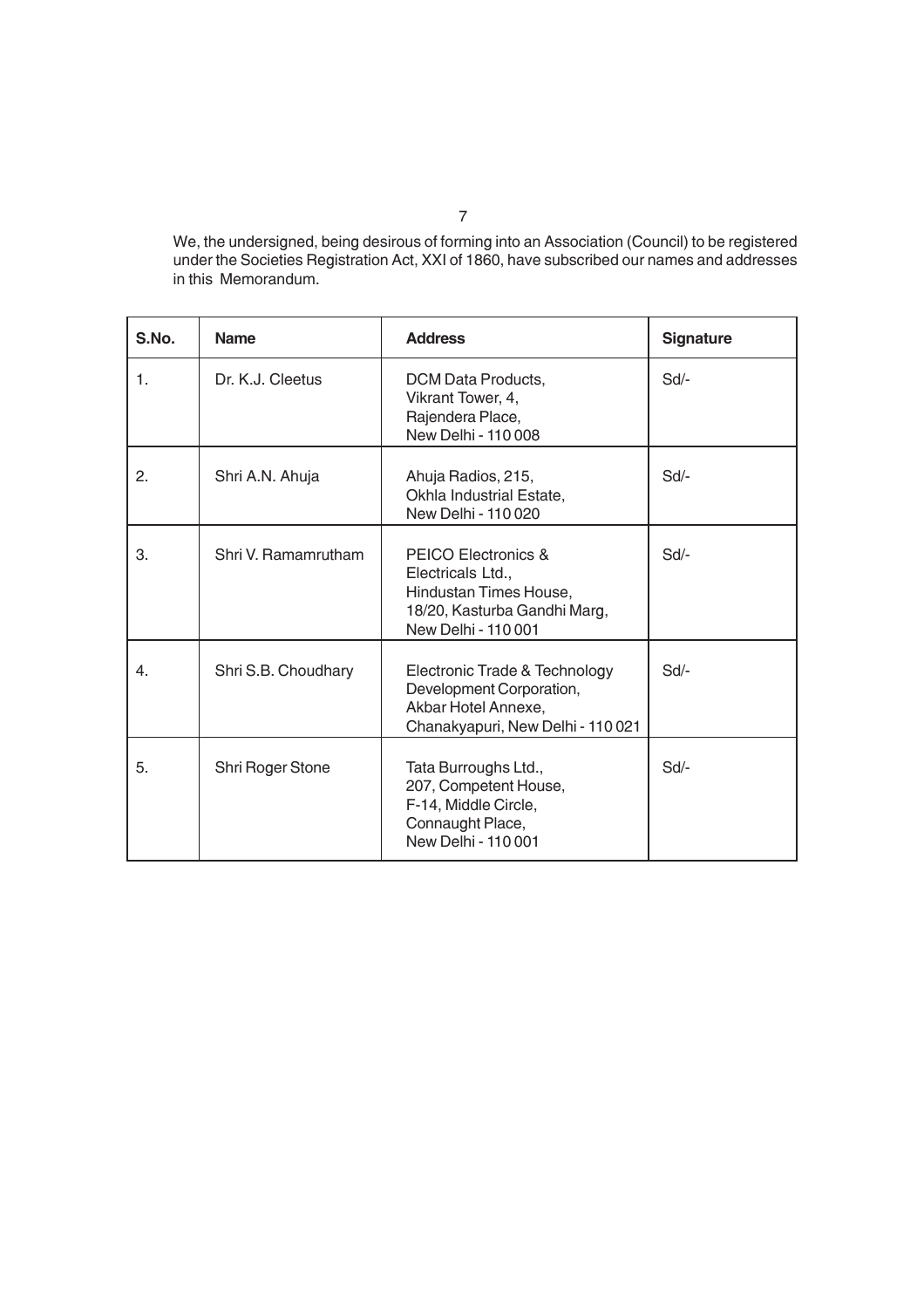We, the undersigned, being desirous of forming into an Association (Council) to be registered under the Societies Registration Act, XXI of 1860, have subscribed our names and addresses in this Memorandum.

| S.No. | Name | Address | Signature |
|---|---|---|---|
| 1. | Dr. K.J. Cleetus | DCM Data Products, Vikrant Tower, 4, Rajendera Place, New Delhi - 110 008 | Sd/- |
| 2. | Shri A.N. Ahuja | Ahuja Radios, 215, Okhla Industrial Estate, New Delhi - 110 020 | Sd/- |
| 3. | Shri V. Ramamrutham | PEICO Electronics & Electricals Ltd., Hindustan Times House, 18/20, Kasturba Gandhi Marg, New Delhi - 110 001 | Sd/- |
| 4. | Shri S.B. Choudhary | Electronic Trade & Technology Development Corporation, Akbar Hotel Annexe, Chanakyapuri, New Delhi - 110 021 | Sd/- |
| 5. | Shri Roger Stone | Tata Burroughs Ltd., 207, Competent House, F-14, Middle Circle, Connaught Place, New Delhi - 110 001 | Sd/- |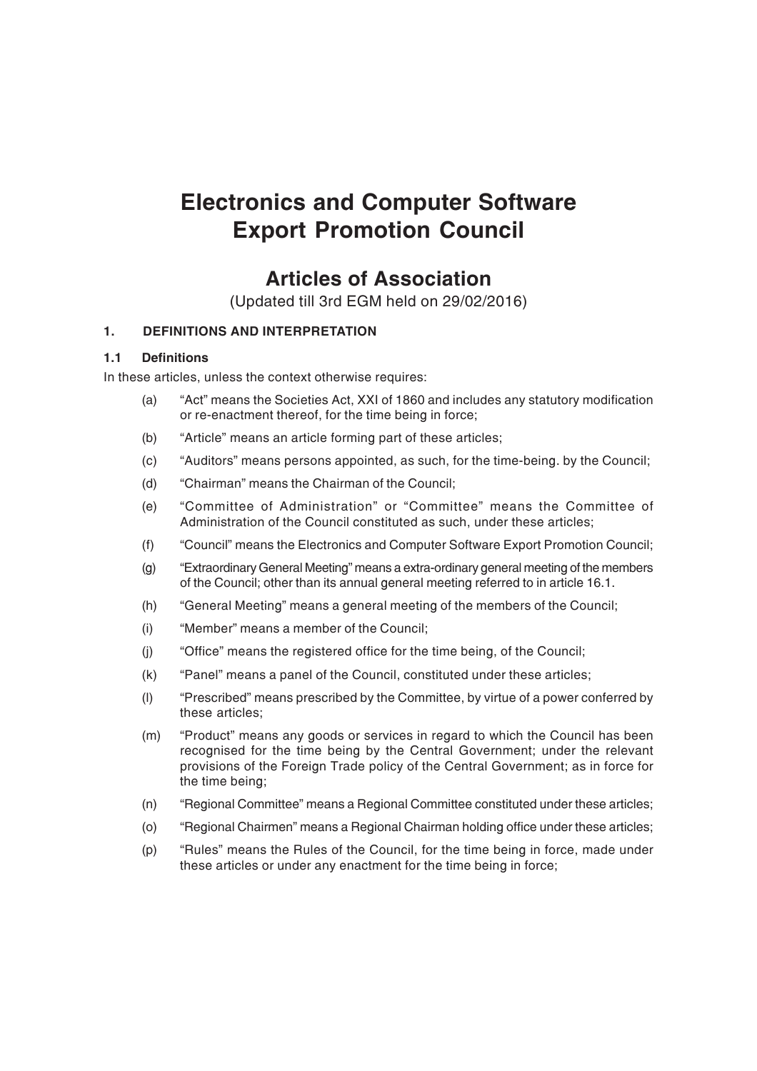# Electronics and Computer Software Export Promotion Council

## Articles of Association

(Updated till 3rd EGM held on 29/02/2016)

### 1. DEFINITIONS AND INTERPRETATION

#### 1.1 Definitions

In these articles, unless the context otherwise requires:

(a) "Act" means the Societies Act, XXI of 1860 and includes any statutory modification or re-enactment thereof, for the time being in force;

(b) "Article" means an article forming part of these articles;

(c) "Auditors" means persons appointed, as such, for the time-being. by the Council;

(d) "Chairman" means the Chairman of the Council;

(e) "Committee of Administration" or "Committee" means the Committee of Administration of the Council constituted as such, under these articles;

(f) "Council" means the Electronics and Computer Software Export Promotion Council;

(g) "Extraordinary General Meeting" means a extra-ordinary general meeting of the members of the Council; other than its annual general meeting referred to in article 16.1.

(h) "General Meeting" means a general meeting of the members of the Council;

(i) "Member" means a member of the Council;

(j) "Office" means the registered office for the time being, of the Council;

(k) "Panel" means a panel of the Council, constituted under these articles;

(l) "Prescribed" means prescribed by the Committee, by virtue of a power conferred by these articles;

(m) "Product" means any goods or services in regard to which the Council has been recognised for the time being by the Central Government; under the relevant provisions of the Foreign Trade policy of the Central Government; as in force for the time being;

(n) "Regional Committee" means a Regional Committee constituted under these articles;

(o) "Regional Chairmen" means a Regional Chairman holding office under these articles;

(p) "Rules" means the Rules of the Council, for the time being in force, made under these articles or under any enactment for the time being in force;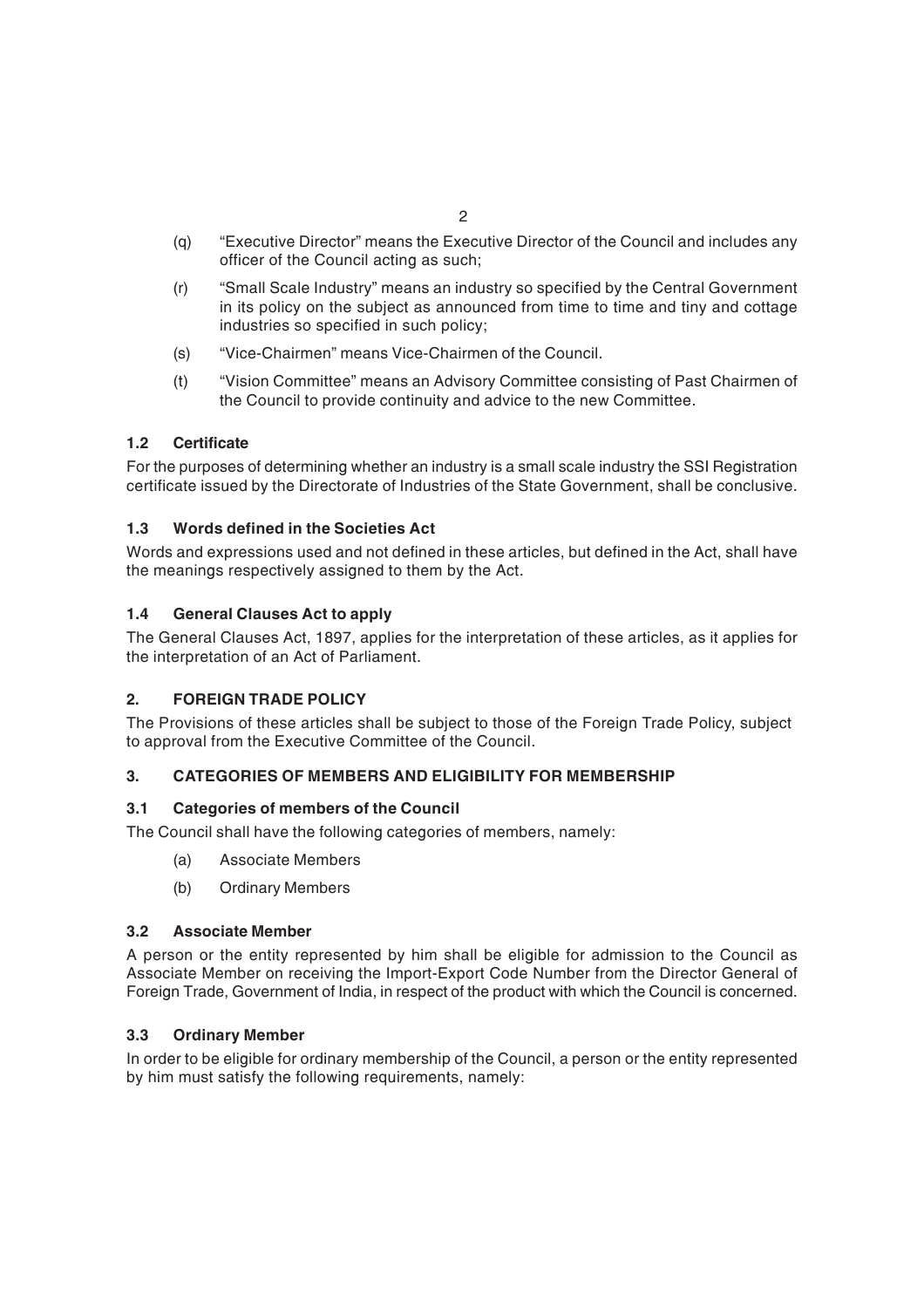(q) "Executive Director" means the Executive Director of the Council and includes any officer of the Council acting as such;

(r) "Small Scale Industry" means an industry so specified by the Central Government in its policy on the subject as announced from time to time and tiny and cottage industries so specified in such policy;

(s) "Vice-Chairmen" means Vice-Chairmen of the Council.

(t) "Vision Committee" means an Advisory Committee consisting of Past Chairmen of the Council to provide continuity and advice to the new Committee.

### 1.2 Certificate

For the purposes of determining whether an industry is a small scale industry the SSI Registration certificate issued by the Directorate of Industries of the State Government, shall be conclusive.

### 1.3 Words defined in the Societies Act

Words and expressions used and not defined in these articles, but defined in the Act, shall have the meanings respectively assigned to them by the Act.

### 1.4 General Clauses Act to apply

The General Clauses Act, 1897, applies for the interpretation of these articles, as it applies for the interpretation of an Act of Parliament.

## 2. FOREIGN TRADE POLICY

The Provisions of these articles shall be subject to those of the Foreign Trade Policy, subject to approval from the Executive Committee of the Council.

## 3. CATEGORIES OF MEMBERS AND ELIGIBILITY FOR MEMBERSHIP

### 3.1 Categories of members of the Council

The Council shall have the following categories of members, namely:

(a) Associate Members

(b) Ordinary Members

### 3.2 Associate Member

A person or the entity represented by him shall be eligible for admission to the Council as Associate Member on receiving the Import-Export Code Number from the Director General of Foreign Trade, Government of India, in respect of the product with which the Council is concerned.

### 3.3 Ordinary Member

In order to be eligible for ordinary membership of the Council, a person or the entity represented by him must satisfy the following requirements, namely: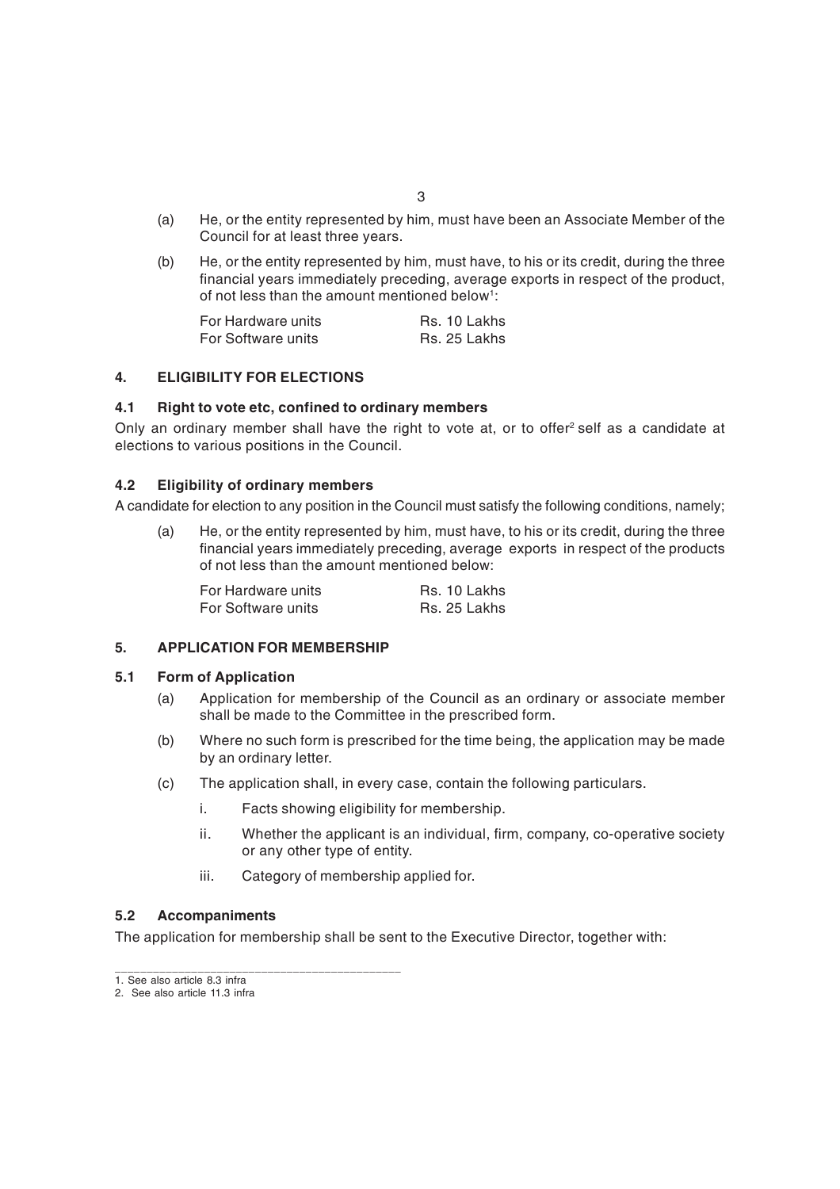(a) He, or the entity represented by him, must have been an Associate Member of the Council for at least three years.

(b) He, or the entity represented by him, must have, to his or its credit, during the three financial years immediately preceding, average exports in respect of the product, of not less than the amount mentioned below[1]:

| For Hardware units | Rs. 10 Lakhs |
|---|---|
| For Software units | Rs. 25 Lakhs |

## 4. ELIGIBILITY FOR ELECTIONS

### 4.1 Right to vote etc, confined to ordinary members

Only an ordinary member shall have the right to vote at, or to offer[2] self as a candidate at elections to various positions in the Council.

### 4.2 Eligibility of ordinary members

A candidate for election to any position in the Council must satisfy the following conditions, namely;

(a) He, or the entity represented by him, must have, to his or its credit, during the three financial years immediately preceding, average exports in respect of the products of not less than the amount mentioned below:

| For Hardware units | Rs. 10 Lakhs |
|---|---|
| For Software units | Rs. 25 Lakhs |

## 5. APPLICATION FOR MEMBERSHIP

### 5.1 Form of Application

(a) Application for membership of the Council as an ordinary or associate member shall be made to the Committee in the prescribed form.

(b) Where no such form is prescribed for the time being, the application may be made by an ordinary letter.

(c) The application shall, in every case, contain the following particulars.

i. Facts showing eligibility for membership.

ii. Whether the applicant is an individual, firm, company, co-operative society or any other type of entity.

iii. Category of membership applied for.

### 5.2 Accompaniments

The application for membership shall be sent to the Executive Director, together with:

---

1. See also article 8.3 infra
2. See also article 11.3 infra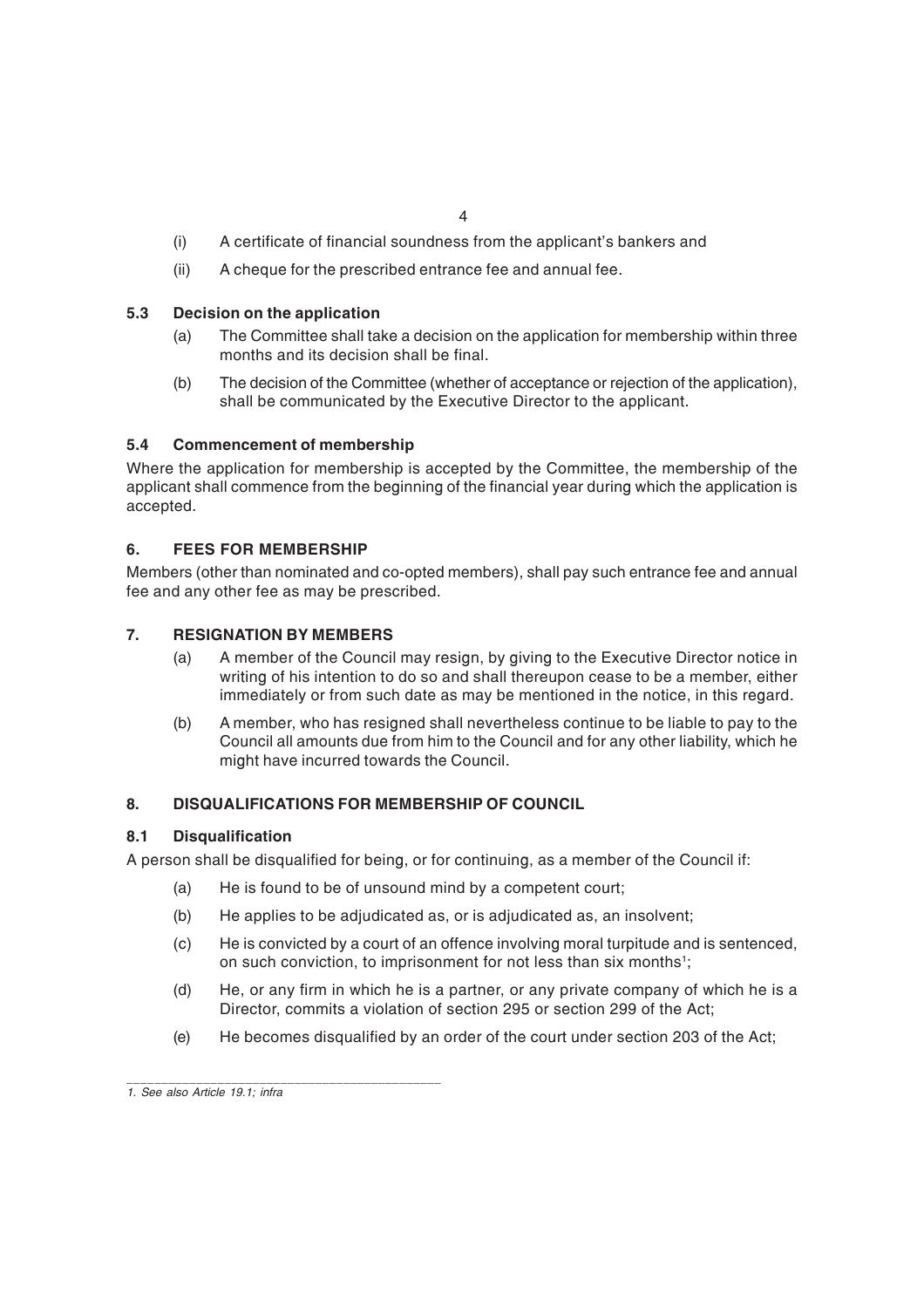(i) A certificate of financial soundness from the applicant's bankers and

(ii) A cheque for the prescribed entrance fee and annual fee.

### 5.3 Decision on the application

(a) The Committee shall take a decision on the application for membership within three months and its decision shall be final.

(b) The decision of the Committee (whether of acceptance or rejection of the application), shall be communicated by the Executive Director to the applicant.

### 5.4 Commencement of membership

Where the application for membership is accepted by the Committee, the membership of the applicant shall commence from the beginning of the financial year during which the application is accepted.

## 6. FEES FOR MEMBERSHIP

Members (other than nominated and co-opted members), shall pay such entrance fee and annual fee and any other fee as may be prescribed.

## 7. RESIGNATION BY MEMBERS

(a) A member of the Council may resign, by giving to the Executive Director notice in writing of his intention to do so and shall thereupon cease to be a member, either immediately or from such date as may be mentioned in the notice, in this regard.

(b) A member, who has resigned shall nevertheless continue to be liable to pay to the Council all amounts due from him to the Council and for any other liability, which he might have incurred towards the Council.

## 8. DISQUALIFICATIONS FOR MEMBERSHIP OF COUNCIL

### 8.1 Disqualification

A person shall be disqualified for being, or for continuing, as a member of the Council if:

(a) He is found to be of unsound mind by a competent court;

(b) He applies to be adjudicated as, or is adjudicated as, an insolvent;

(c) He is convicted by a court of an offence involving moral turpitude and is sentenced, on such conviction, to imprisonment for not less than six months[1];

(d) He, or any firm in which he is a partner, or any private company of which he is a Director, commits a violation of section 295 or section 299 of the Act;

(e) He becomes disqualified by an order of the court under section 203 of the Act;

---

*1. See also Article 19.1; infra*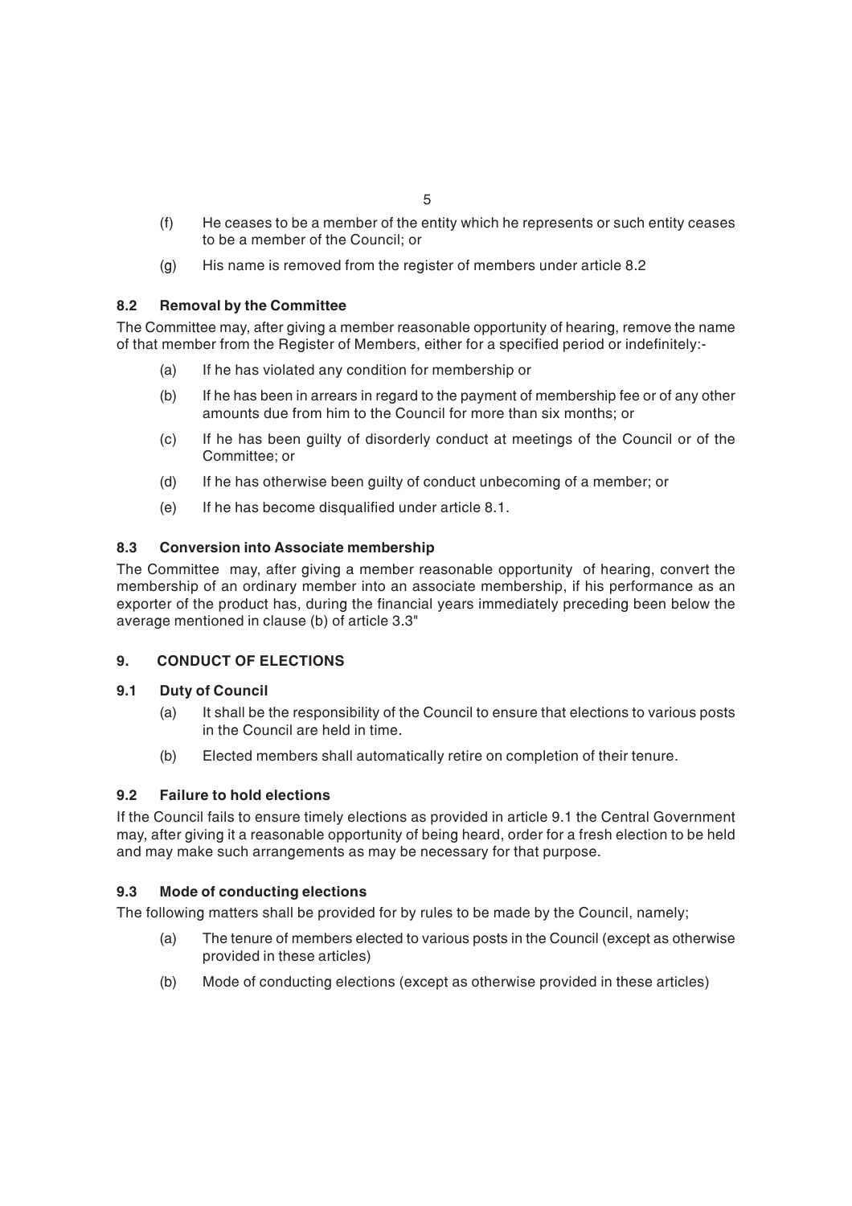(f) He ceases to be a member of the entity which he represents or such entity ceases to be a member of the Council; or

(g) His name is removed from the register of members under article 8.2

### 8.2 Removal by the Committee

The Committee may, after giving a member reasonable opportunity of hearing, remove the name of that member from the Register of Members, either for a specified period or indefinitely:-

(a) If he has violated any condition for membership or

(b) If he has been in arrears in regard to the payment of membership fee or of any other amounts due from him to the Council for more than six months; or

(c) If he has been guilty of disorderly conduct at meetings of the Council or of the Committee; or

(d) If he has otherwise been guilty of conduct unbecoming of a member; or

(e) If he has become disqualified under article 8.1.

### 8.3 Conversion into Associate membership

The Committee may, after giving a member reasonable opportunity of hearing, convert the membership of an ordinary member into an associate membership, if his performance as an exporter of the product has, during the financial years immediately preceding been below the average mentioned in clause (b) of article 3.3"

## 9. CONDUCT OF ELECTIONS

### 9.1 Duty of Council

(a) It shall be the responsibility of the Council to ensure that elections to various posts in the Council are held in time.

(b) Elected members shall automatically retire on completion of their tenure.

### 9.2 Failure to hold elections

If the Council fails to ensure timely elections as provided in article 9.1 the Central Government may, after giving it a reasonable opportunity of being heard, order for a fresh election to be held and may make such arrangements as may be necessary for that purpose.

### 9.3 Mode of conducting elections

The following matters shall be provided for by rules to be made by the Council, namely;

(a) The tenure of members elected to various posts in the Council (except as otherwise provided in these articles)

(b) Mode of conducting elections (except as otherwise provided in these articles)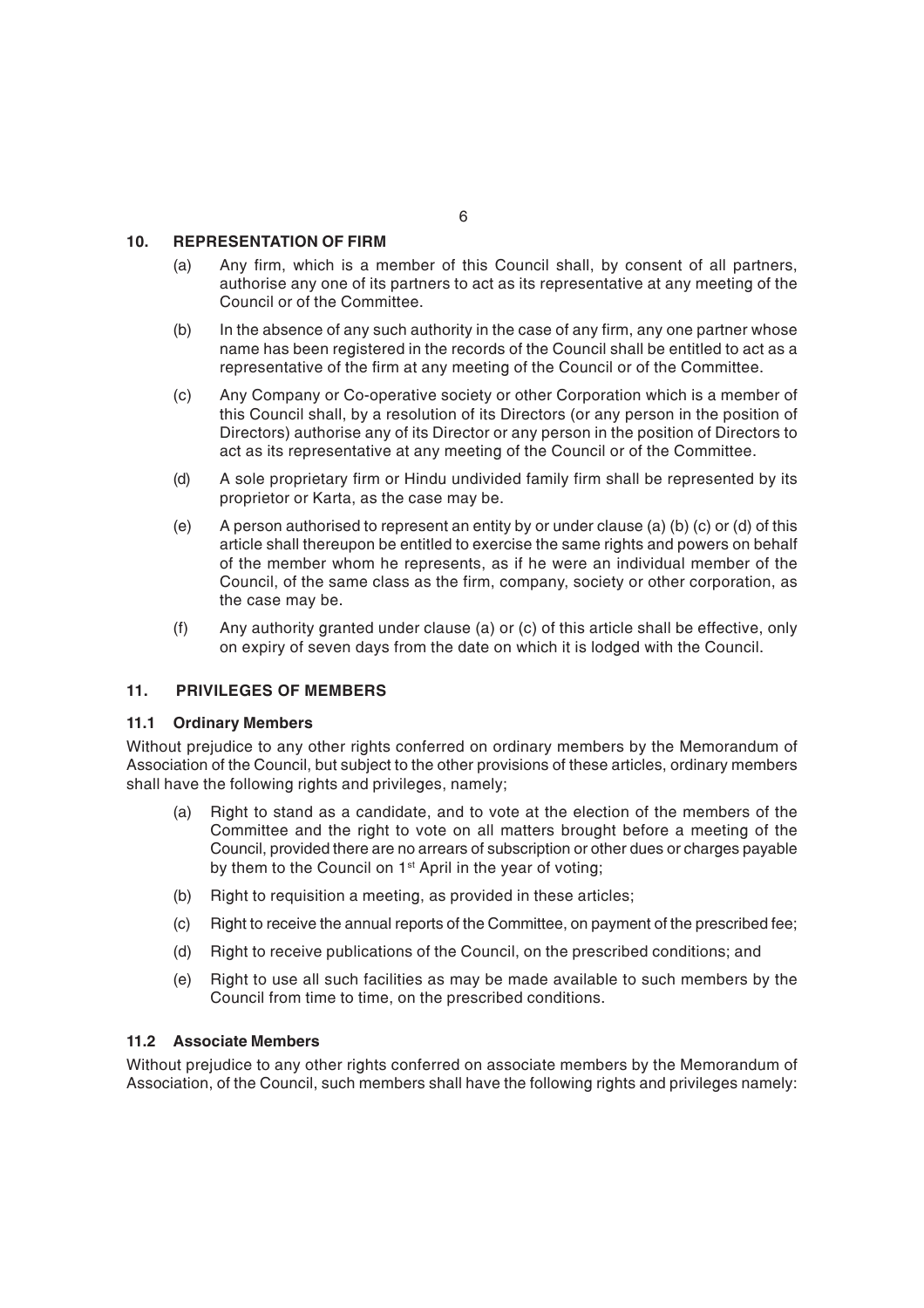## 10. REPRESENTATION OF FIRM

(a) Any firm, which is a member of this Council shall, by consent of all partners, authorise any one of its partners to act as its representative at any meeting of the Council or of the Committee.

(b) In the absence of any such authority in the case of any firm, any one partner whose name has been registered in the records of the Council shall be entitled to act as a representative of the firm at any meeting of the Council or of the Committee.

(c) Any Company or Co-operative society or other Corporation which is a member of this Council shall, by a resolution of its Directors (or any person in the position of Directors) authorise any of its Director or any person in the position of Directors to act as its representative at any meeting of the Council or of the Committee.

(d) A sole proprietary firm or Hindu undivided family firm shall be represented by its proprietor or Karta, as the case may be.

(e) A person authorised to represent an entity by or under clause (a) (b) (c) or (d) of this article shall thereupon be entitled to exercise the same rights and powers on behalf of the member whom he represents, as if he were an individual member of the Council, of the same class as the firm, company, society or other corporation, as the case may be.

(f) Any authority granted under clause (a) or (c) of this article shall be effective, only on expiry of seven days from the date on which it is lodged with the Council.

## 11. PRIVILEGES OF MEMBERS

### 11.1 Ordinary Members

Without prejudice to any other rights conferred on ordinary members by the Memorandum of Association of the Council, but subject to the other provisions of these articles, ordinary members shall have the following rights and privileges, namely;

(a) Right to stand as a candidate, and to vote at the election of the members of the Committee and the right to vote on all matters brought before a meeting of the Council, provided there are no arrears of subscription or other dues or charges payable by them to the Council on 1st April in the year of voting;

(b) Right to requisition a meeting, as provided in these articles;

(c) Right to receive the annual reports of the Committee, on payment of the prescribed fee;

(d) Right to receive publications of the Council, on the prescribed conditions; and

(e) Right to use all such facilities as may be made available to such members by the Council from time to time, on the prescribed conditions.

### 11.2 Associate Members

Without prejudice to any other rights conferred on associate members by the Memorandum of Association, of the Council, such members shall have the following rights and privileges namely: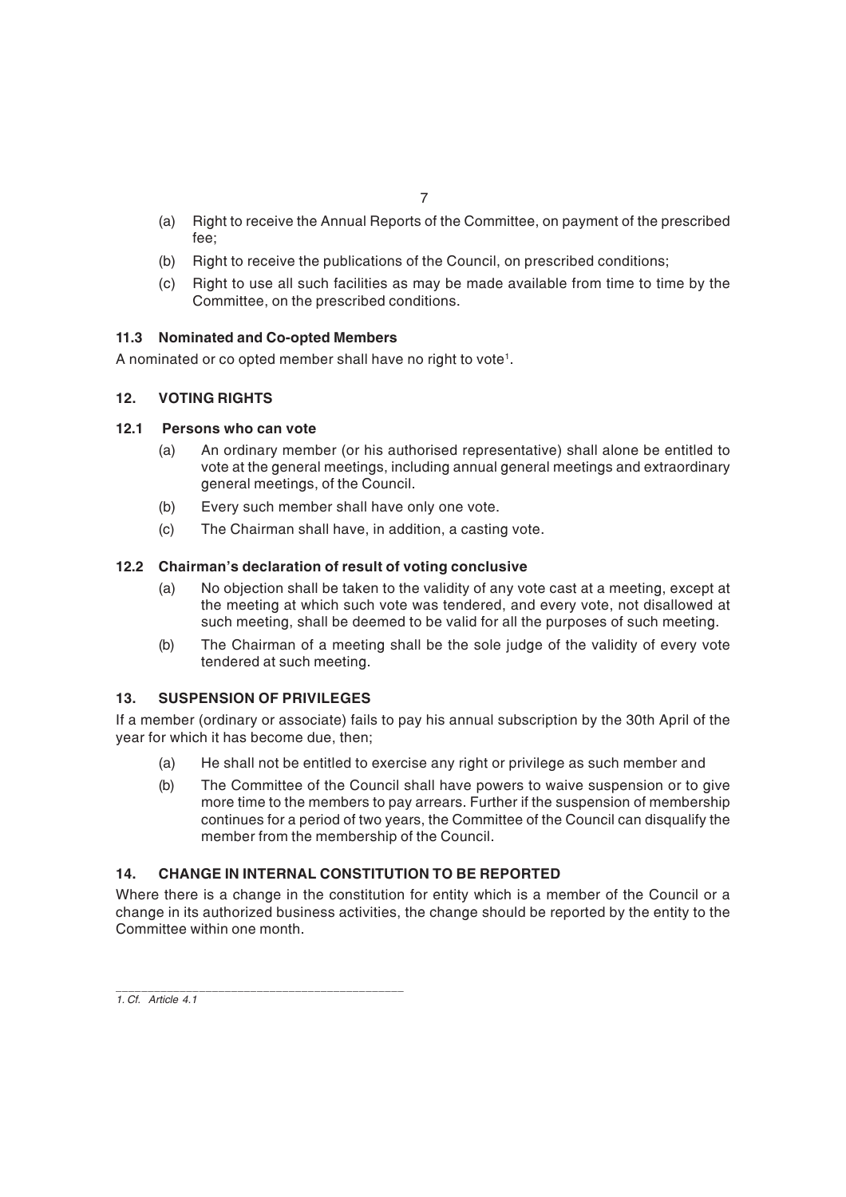(a) Right to receive the Annual Reports of the Committee, on payment of the prescribed fee;

(b) Right to receive the publications of the Council, on prescribed conditions;

(c) Right to use all such facilities as may be made available from time to time by the Committee, on the prescribed conditions.

### 11.3 Nominated and Co-opted Members

A nominated or co opted member shall have no right to vote[1].

## 12. VOTING RIGHTS

### 12.1 Persons who can vote

(a) An ordinary member (or his authorised representative) shall alone be entitled to vote at the general meetings, including annual general meetings and extraordinary general meetings, of the Council.

(b) Every such member shall have only one vote.

(c) The Chairman shall have, in addition, a casting vote.

### 12.2 Chairman's declaration of result of voting conclusive

(a) No objection shall be taken to the validity of any vote cast at a meeting, except at the meeting at which such vote was tendered, and every vote, not disallowed at such meeting, shall be deemed to be valid for all the purposes of such meeting.

(b) The Chairman of a meeting shall be the sole judge of the validity of every vote tendered at such meeting.

## 13. SUSPENSION OF PRIVILEGES

If a member (ordinary or associate) fails to pay his annual subscription by the 30th April of the year for which it has become due, then;

(a) He shall not be entitled to exercise any right or privilege as such member and

(b) The Committee of the Council shall have powers to waive suspension or to give more time to the members to pay arrears. Further if the suspension of membership continues for a period of two years, the Committee of the Council can disqualify the member from the membership of the Council.

## 14. CHANGE IN INTERNAL CONSTITUTION TO BE REPORTED

Where there is a change in the constitution for entity which is a member of the Council or a change in its authorized business activities, the change should be reported by the entity to the Committee within one month.

---

*1. Cf. Article 4.1*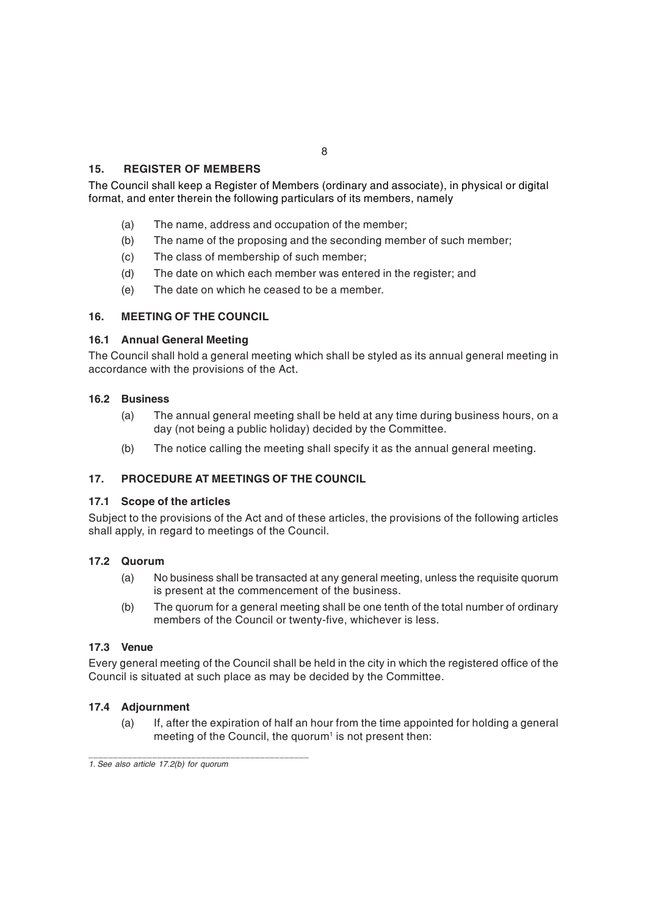## 15. REGISTER OF MEMBERS

The Council shall keep a Register of Members (ordinary and associate), in physical or digital format, and enter therein the following particulars of its members, namely

(a) The name, address and occupation of the member;

(b) The name of the proposing and the seconding member of such member;

(c) The class of membership of such member;

(d) The date on which each member was entered in the register; and

(e) The date on which he ceased to be a member.

## 16. MEETING OF THE COUNCIL

### 16.1 Annual General Meeting

The Council shall hold a general meeting which shall be styled as its annual general meeting in accordance with the provisions of the Act.

### 16.2 Business

(a) The annual general meeting shall be held at any time during business hours, on a day (not being a public holiday) decided by the Committee.

(b) The notice calling the meeting shall specify it as the annual general meeting.

## 17. PROCEDURE AT MEETINGS OF THE COUNCIL

### 17.1 Scope of the articles

Subject to the provisions of the Act and of these articles, the provisions of the following articles shall apply, in regard to meetings of the Council.

### 17.2 Quorum

(a) No business shall be transacted at any general meeting, unless the requisite quorum is present at the commencement of the business.

(b) The quorum for a general meeting shall be one tenth of the total number of ordinary members of the Council or twenty-five, whichever is less.

### 17.3 Venue

Every general meeting of the Council shall be held in the city in which the registered office of the Council is situated at such place as may be decided by the Committee.

### 17.4 Adjournment

(a) If, after the expiration of half an hour from the time appointed for holding a general meeting of the Council, the quorum[1] is not present then:

---

*1. See also article 17.2(b) for quorum*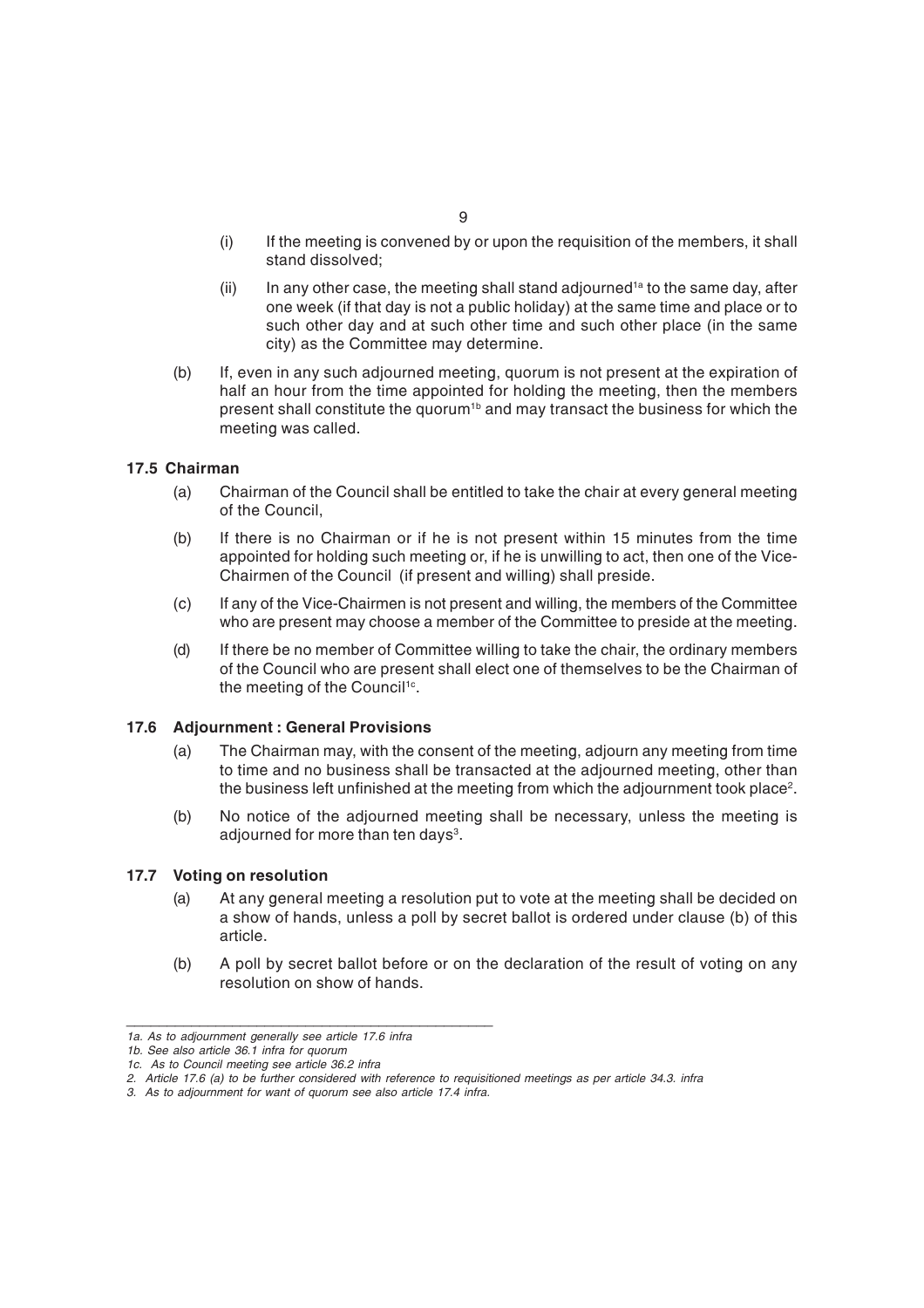(i) If the meeting is convened by or upon the requisition of the members, it shall stand dissolved;

(ii) In any other case, the meeting shall stand adjourned[1a] to the same day, after one week (if that day is not a public holiday) at the same time and place or to such other day and at such other time and such other place (in the same city) as the Committee may determine.

(b) If, even in any such adjourned meeting, quorum is not present at the expiration of half an hour from the time appointed for holding the meeting, then the members present shall constitute the quorum[1b] and may transact the business for which the meeting was called.

**17.5 Chairman**

(a) Chairman of the Council shall be entitled to take the chair at every general meeting of the Council,

(b) If there is no Chairman or if he is not present within 15 minutes from the time appointed for holding such meeting or, if he is unwilling to act, then one of the Vice-Chairmen of the Council (if present and willing) shall preside.

(c) If any of the Vice-Chairmen is not present and willing, the members of the Committee who are present may choose a member of the Committee to preside at the meeting.

(d) If there be no member of Committee willing to take the chair, the ordinary members of the Council who are present shall elect one of themselves to be the Chairman of the meeting of the Council[1c].

**17.6 Adjournment : General Provisions**

(a) The Chairman may, with the consent of the meeting, adjourn any meeting from time to time and no business shall be transacted at the adjourned meeting, other than the business left unfinished at the meeting from which the adjournment took place[2].

(b) No notice of the adjourned meeting shall be necessary, unless the meeting is adjourned for more than ten days[3].

**17.7 Voting on resolution**

(a) At any general meeting a resolution put to vote at the meeting shall be decided on a show of hands, unless a poll by secret ballot is ordered under clause (b) of this article.

(b) A poll by secret ballot before or on the declaration of the result of voting on any resolution on show of hands.

---

*1a. As to adjournment generally see article 17.6 infra*

*1b. See also article 36.1 infra for quorum*

*1c. As to Council meeting see article 36.2 infra*

*2. Article 17.6 (a) to be further considered with reference to requisitioned meetings as per article 34.3. infra*

*3. As to adjournment for want of quorum see also article 17.4 infra.*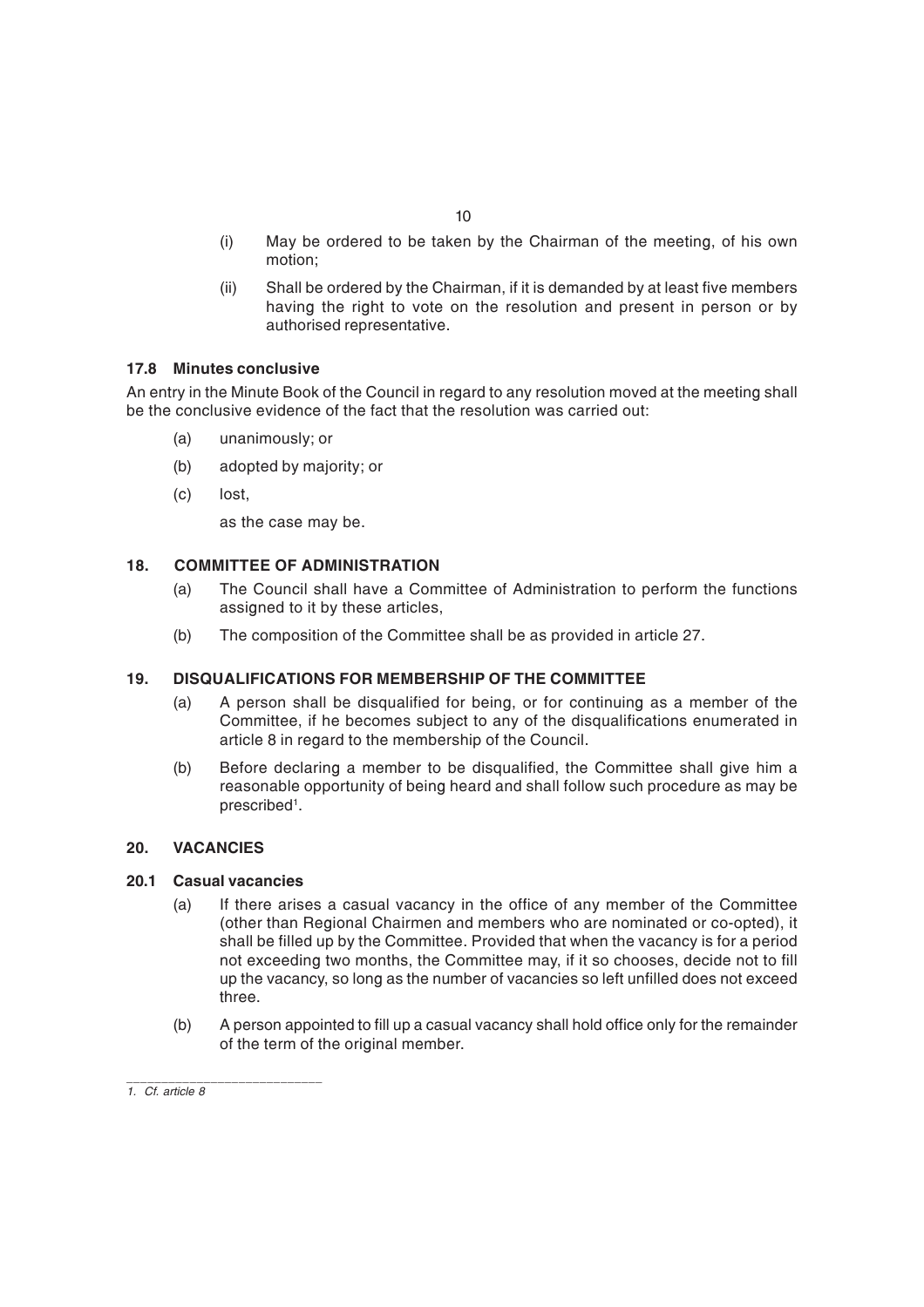(i) May be ordered to be taken by the Chairman of the meeting, of his own motion;

(ii) Shall be ordered by the Chairman, if it is demanded by at least five members having the right to vote on the resolution and present in person or by authorised representative.

### 17.8 Minutes conclusive

An entry in the Minute Book of the Council in regard to any resolution moved at the meeting shall be the conclusive evidence of the fact that the resolution was carried out:

(a) unanimously; or

(b) adopted by majority; or

(c) lost,

as the case may be.

## 18. COMMITTEE OF ADMINISTRATION

(a) The Council shall have a Committee of Administration to perform the functions assigned to it by these articles,

(b) The composition of the Committee shall be as provided in article 27.

## 19. DISQUALIFICATIONS FOR MEMBERSHIP OF THE COMMITTEE

(a) A person shall be disqualified for being, or for continuing as a member of the Committee, if he becomes subject to any of the disqualifications enumerated in article 8 in regard to the membership of the Council.

(b) Before declaring a member to be disqualified, the Committee shall give him a reasonable opportunity of being heard and shall follow such procedure as may be prescribed[1].

## 20. VACANCIES

### 20.1 Casual vacancies

(a) If there arises a casual vacancy in the office of any member of the Committee (other than Regional Chairmen and members who are nominated or co-opted), it shall be filled up by the Committee. Provided that when the vacancy is for a period not exceeding two months, the Committee may, if it so chooses, decide not to fill up the vacancy, so long as the number of vacancies so left unfilled does not exceed three.

(b) A person appointed to fill up a casual vacancy shall hold office only for the remainder of the term of the original member.

---

*1. Cf. article 8*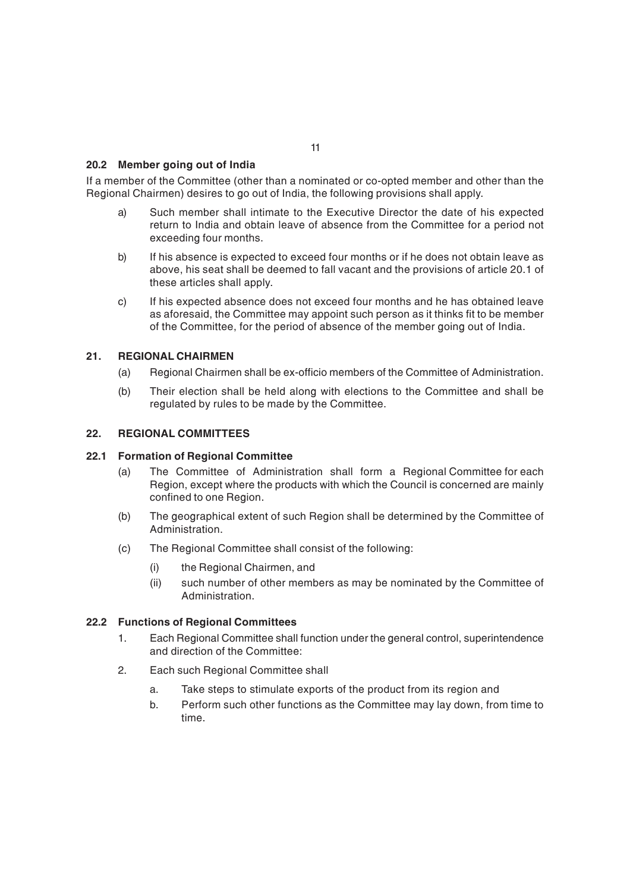### 20.2 Member going out of India

If a member of the Committee (other than a nominated or co-opted member and other than the Regional Chairmen) desires to go out of India, the following provisions shall apply.

a) Such member shall intimate to the Executive Director the date of his expected return to India and obtain leave of absence from the Committee for a period not exceeding four months.

b) If his absence is expected to exceed four months or if he does not obtain leave as above, his seat shall be deemed to fall vacant and the provisions of article 20.1 of these articles shall apply.

c) If his expected absence does not exceed four months and he has obtained leave as aforesaid, the Committee may appoint such person as it thinks fit to be member of the Committee, for the period of absence of the member going out of India.

## 21. REGIONAL CHAIRMEN

(a) Regional Chairmen shall be ex-officio members of the Committee of Administration.

(b) Their election shall be held along with elections to the Committee and shall be regulated by rules to be made by the Committee.

## 22. REGIONAL COMMITTEES

### 22.1 Formation of Regional Committee

(a) The Committee of Administration shall form a Regional Committee for each Region, except where the products with which the Council is concerned are mainly confined to one Region.

(b) The geographical extent of such Region shall be determined by the Committee of Administration.

(c) The Regional Committee shall consist of the following:

  (i) the Regional Chairmen, and

  (ii) such number of other members as may be nominated by the Committee of Administration.

### 22.2 Functions of Regional Committees

1. Each Regional Committee shall function under the general control, superintendence and direction of the Committee:

2. Each such Regional Committee shall

   a. Take steps to stimulate exports of the product from its region and

   b. Perform such other functions as the Committee may lay down, from time to time.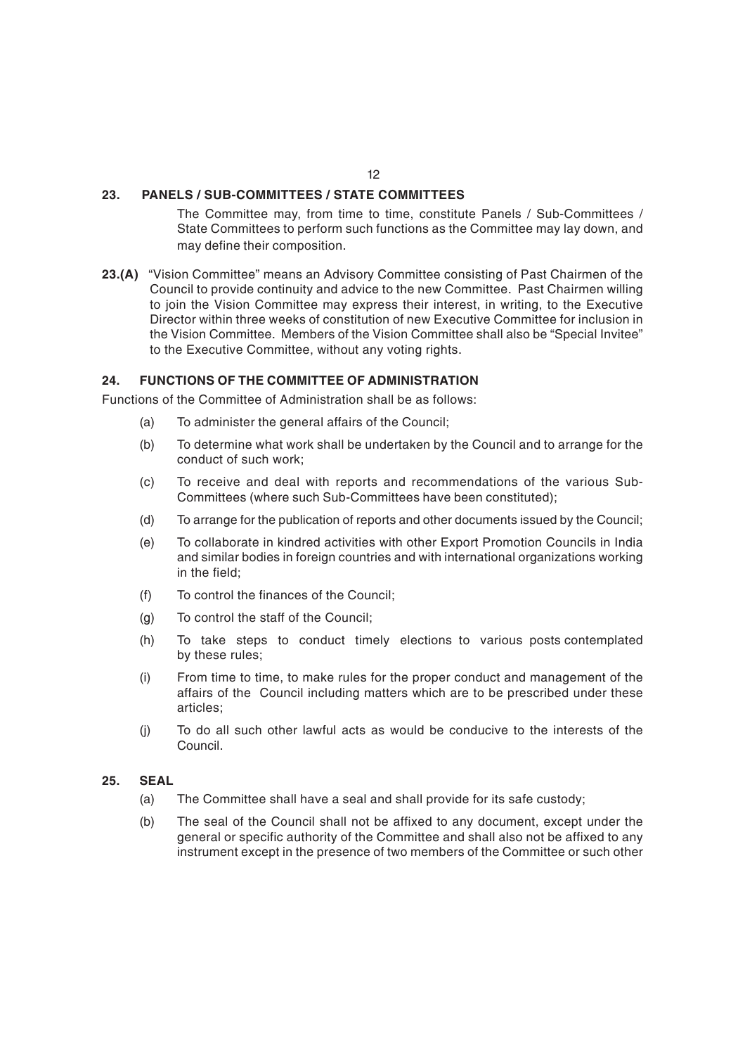## 23. PANELS / SUB-COMMITTEES / STATE COMMITTEES

The Committee may, from time to time, constitute Panels / Sub-Committees / State Committees to perform such functions as the Committee may lay down, and may define their composition.

**23.(A)** "Vision Committee" means an Advisory Committee consisting of Past Chairmen of the Council to provide continuity and advice to the new Committee. Past Chairmen willing to join the Vision Committee may express their interest, in writing, to the Executive Director within three weeks of constitution of new Executive Committee for inclusion in the Vision Committee. Members of the Vision Committee shall also be "Special Invitee" to the Executive Committee, without any voting rights.

## 24. FUNCTIONS OF THE COMMITTEE OF ADMINISTRATION

Functions of the Committee of Administration shall be as follows:

(a) To administer the general affairs of the Council;

(b) To determine what work shall be undertaken by the Council and to arrange for the conduct of such work;

(c) To receive and deal with reports and recommendations of the various Sub-Committees (where such Sub-Committees have been constituted);

(d) To arrange for the publication of reports and other documents issued by the Council;

(e) To collaborate in kindred activities with other Export Promotion Councils in India and similar bodies in foreign countries and with international organizations working in the field;

(f) To control the finances of the Council;

(g) To control the staff of the Council;

(h) To take steps to conduct timely elections to various posts contemplated by these rules;

(i) From time to time, to make rules for the proper conduct and management of the affairs of the Council including matters which are to be prescribed under these articles;

(j) To do all such other lawful acts as would be conducive to the interests of the Council.

## 25. SEAL

(a) The Committee shall have a seal and shall provide for its safe custody;

(b) The seal of the Council shall not be affixed to any document, except under the general or specific authority of the Committee and shall also not be affixed to any instrument except in the presence of two members of the Committee or such other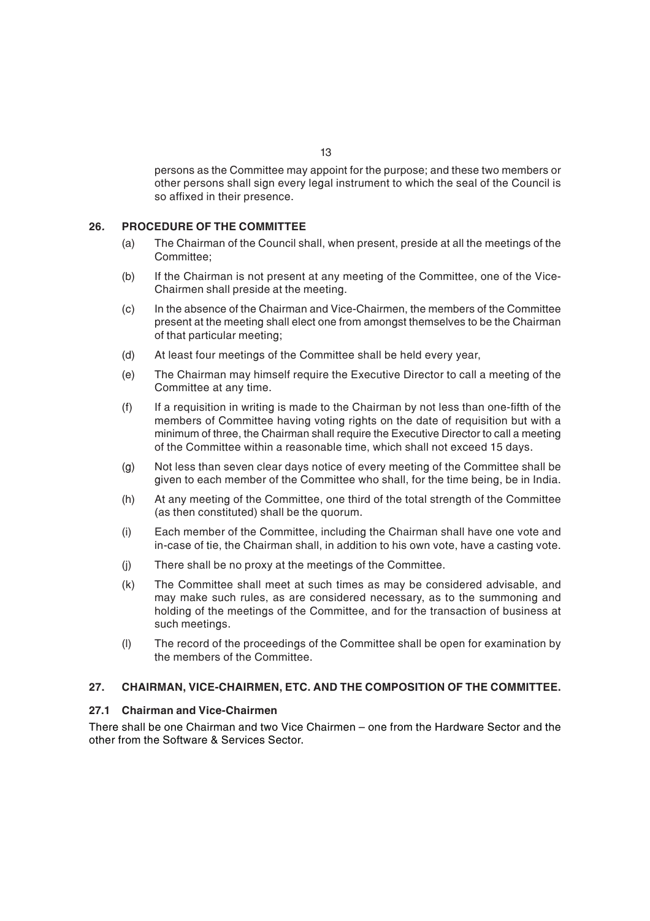persons as the Committee may appoint for the purpose; and these two members or other persons shall sign every legal instrument to which the seal of the Council is so affixed in their presence.

## 26. PROCEDURE OF THE COMMITTEE

(a) The Chairman of the Council shall, when present, preside at all the meetings of the Committee;

(b) If the Chairman is not present at any meeting of the Committee, one of the Vice-Chairmen shall preside at the meeting.

(c) In the absence of the Chairman and Vice-Chairmen, the members of the Committee present at the meeting shall elect one from amongst themselves to be the Chairman of that particular meeting;

(d) At least four meetings of the Committee shall be held every year,

(e) The Chairman may himself require the Executive Director to call a meeting of the Committee at any time.

(f) If a requisition in writing is made to the Chairman by not less than one-fifth of the members of Committee having voting rights on the date of requisition but with a minimum of three, the Chairman shall require the Executive Director to call a meeting of the Committee within a reasonable time, which shall not exceed 15 days.

(g) Not less than seven clear days notice of every meeting of the Committee shall be given to each member of the Committee who shall, for the time being, be in India.

(h) At any meeting of the Committee, one third of the total strength of the Committee (as then constituted) shall be the quorum.

(i) Each member of the Committee, including the Chairman shall have one vote and in-case of tie, the Chairman shall, in addition to his own vote, have a casting vote.

(j) There shall be no proxy at the meetings of the Committee.

(k) The Committee shall meet at such times as may be considered advisable, and may make such rules, as are considered necessary, as to the summoning and holding of the meetings of the Committee, and for the transaction of business at such meetings.

(l) The record of the proceedings of the Committee shall be open for examination by the members of the Committee.

## 27. CHAIRMAN, VICE-CHAIRMEN, ETC. AND THE COMPOSITION OF THE COMMITTEE.

### 27.1 Chairman and Vice-Chairmen

There shall be one Chairman and two Vice Chairmen – one from the Hardware Sector and the other from the Software & Services Sector.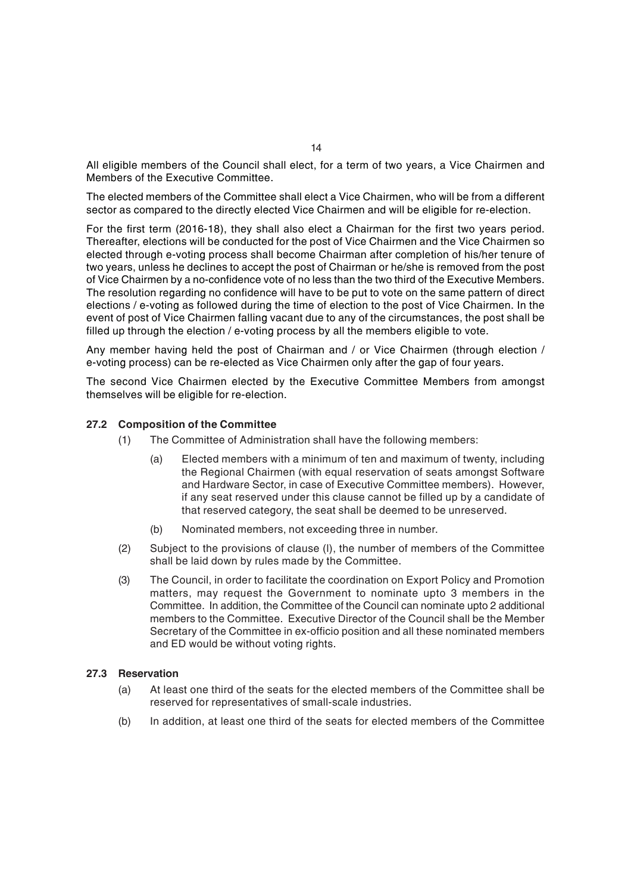All eligible members of the Council shall elect, for a term of two years, a Vice Chairmen and Members of the Executive Committee.

The elected members of the Committee shall elect a Vice Chairmen, who will be from a different sector as compared to the directly elected Vice Chairmen and will be eligible for re-election.

For the first term (2016-18), they shall also elect a Chairman for the first two years period. Thereafter, elections will be conducted for the post of Vice Chairmen and the Vice Chairmen so elected through e-voting process shall become Chairman after completion of his/her tenure of two years, unless he declines to accept the post of Chairman or he/she is removed from the post of Vice Chairmen by a no-confidence vote of no less than the two third of the Executive Members. The resolution regarding no confidence will have to be put to vote on the same pattern of direct elections / e-voting as followed during the time of election to the post of Vice Chairmen. In the event of post of Vice Chairmen falling vacant due to any of the circumstances, the post shall be filled up through the election / e-voting process by all the members eligible to vote.

Any member having held the post of Chairman and / or Vice Chairmen (through election / e-voting process) can be re-elected as Vice Chairmen only after the gap of four years.

The second Vice Chairmen elected by the Executive Committee Members from amongst themselves will be eligible for re-election.

**27.2 Composition of the Committee**

(1) The Committee of Administration shall have the following members:

   (a) Elected members with a minimum of ten and maximum of twenty, including the Regional Chairmen (with equal reservation of seats amongst Software and Hardware Sector, in case of Executive Committee members). However, if any seat reserved under this clause cannot be filled up by a candidate of that reserved category, the seat shall be deemed to be unreserved.

   (b) Nominated members, not exceeding three in number.

(2) Subject to the provisions of clause (I), the number of members of the Committee shall be laid down by rules made by the Committee.

(3) The Council, in order to facilitate the coordination on Export Policy and Promotion matters, may request the Government to nominate upto 3 members in the Committee. In addition, the Committee of the Council can nominate upto 2 additional members to the Committee. Executive Director of the Council shall be the Member Secretary of the Committee in ex-officio position and all these nominated members and ED would be without voting rights.

**27.3 Reservation**

(a) At least one third of the seats for the elected members of the Committee shall be reserved for representatives of small-scale industries.

(b) In addition, at least one third of the seats for elected members of the Committee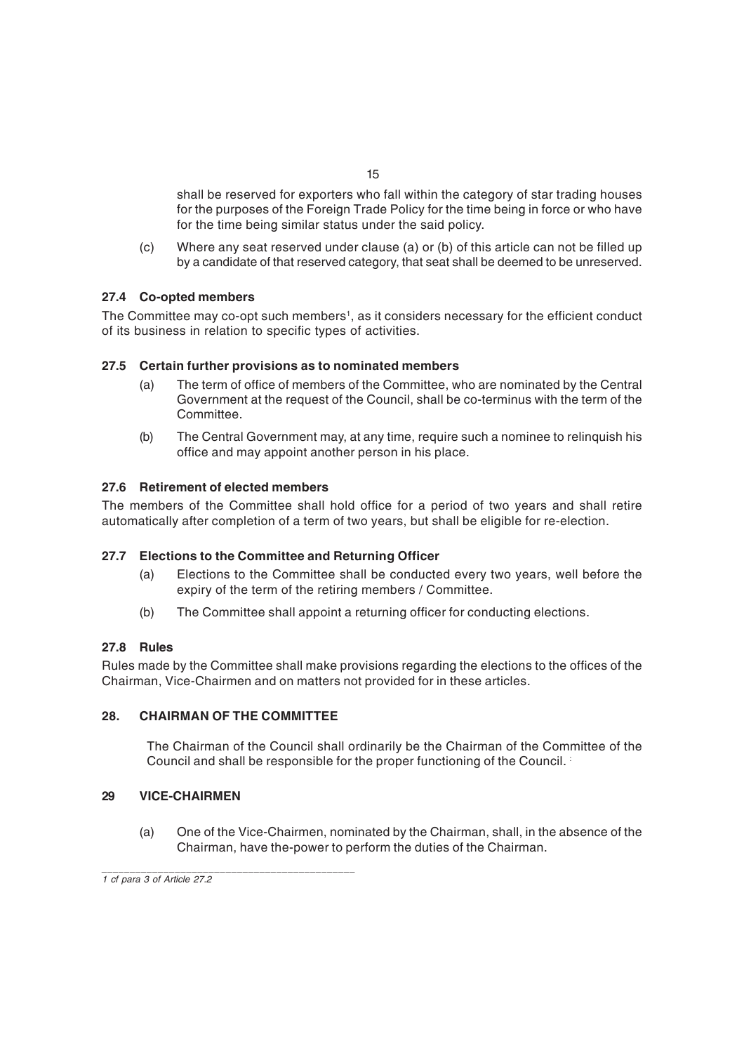shall be reserved for exporters who fall within the category of star trading houses for the purposes of the Foreign Trade Policy for the time being in force or who have for the time being similar status under the said policy.

(c) Where any seat reserved under clause (a) or (b) of this article can not be filled up by a candidate of that reserved category, that seat shall be deemed to be unreserved.

### 27.4 Co-opted members

The Committee may co-opt such members[1], as it considers necessary for the efficient conduct of its business in relation to specific types of activities.

### 27.5 Certain further provisions as to nominated members

(a) The term of office of members of the Committee, who are nominated by the Central Government at the request of the Council, shall be co-terminus with the term of the Committee.

(b) The Central Government may, at any time, require such a nominee to relinquish his office and may appoint another person in his place.

### 27.6 Retirement of elected members

The members of the Committee shall hold office for a period of two years and shall retire automatically after completion of a term of two years, but shall be eligible for re-election.

### 27.7 Elections to the Committee and Returning Officer

(a) Elections to the Committee shall be conducted every two years, well before the expiry of the term of the retiring members / Committee.

(b) The Committee shall appoint a returning officer for conducting elections.

### 27.8 Rules

Rules made by the Committee shall make provisions regarding the elections to the offices of the Chairman, Vice-Chairmen and on matters not provided for in these articles.

## 28. CHAIRMAN OF THE COMMITTEE

The Chairman of the Council shall ordinarily be the Chairman of the Committee of the Council and shall be responsible for the proper functioning of the Council.

## 29 VICE-CHAIRMEN

(a) One of the Vice-Chairmen, nominated by the Chairman, shall, in the absence of the Chairman, have the-power to perform the duties of the Chairman.

---

*1 cf para 3 of Article 27.2*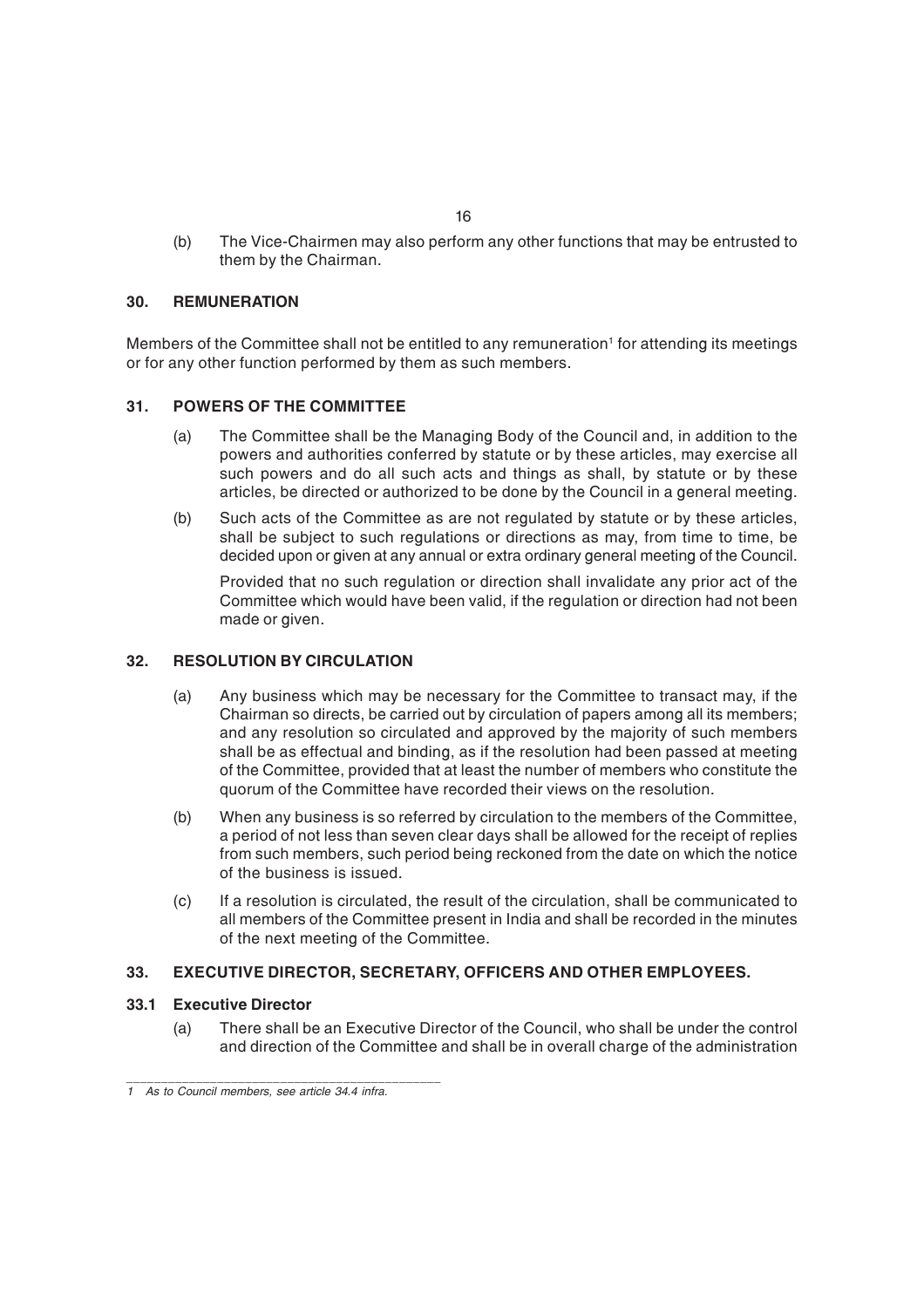(b) The Vice-Chairmen may also perform any other functions that may be entrusted to them by the Chairman.

## 30. REMUNERATION

Members of the Committee shall not be entitled to any remuneration[1] for attending its meetings or for any other function performed by them as such members.

## 31. POWERS OF THE COMMITTEE

(a) The Committee shall be the Managing Body of the Council and, in addition to the powers and authorities conferred by statute or by these articles, may exercise all such powers and do all such acts and things as shall, by statute or by these articles, be directed or authorized to be done by the Council in a general meeting.

(b) Such acts of the Committee as are not regulated by statute or by these articles, shall be subject to such regulations or directions as may, from time to time, be decided upon or given at any annual or extra ordinary general meeting of the Council.

Provided that no such regulation or direction shall invalidate any prior act of the Committee which would have been valid, if the regulation or direction had not been made or given.

## 32. RESOLUTION BY CIRCULATION

(a) Any business which may be necessary for the Committee to transact may, if the Chairman so directs, be carried out by circulation of papers among all its members; and any resolution so circulated and approved by the majority of such members shall be as effectual and binding, as if the resolution had been passed at meeting of the Committee, provided that at least the number of members who constitute the quorum of the Committee have recorded their views on the resolution.

(b) When any business is so referred by circulation to the members of the Committee, a period of not less than seven clear days shall be allowed for the receipt of replies from such members, such period being reckoned from the date on which the notice of the business is issued.

(c) If a resolution is circulated, the result of the circulation, shall be communicated to all members of the Committee present in India and shall be recorded in the minutes of the next meeting of the Committee.

## 33. EXECUTIVE DIRECTOR, SECRETARY, OFFICERS AND OTHER EMPLOYEES.

### 33.1 Executive Director

(a) There shall be an Executive Director of the Council, who shall be under the control and direction of the Committee and shall be in overall charge of the administration

---

*1 As to Council members, see article 34.4 infra.*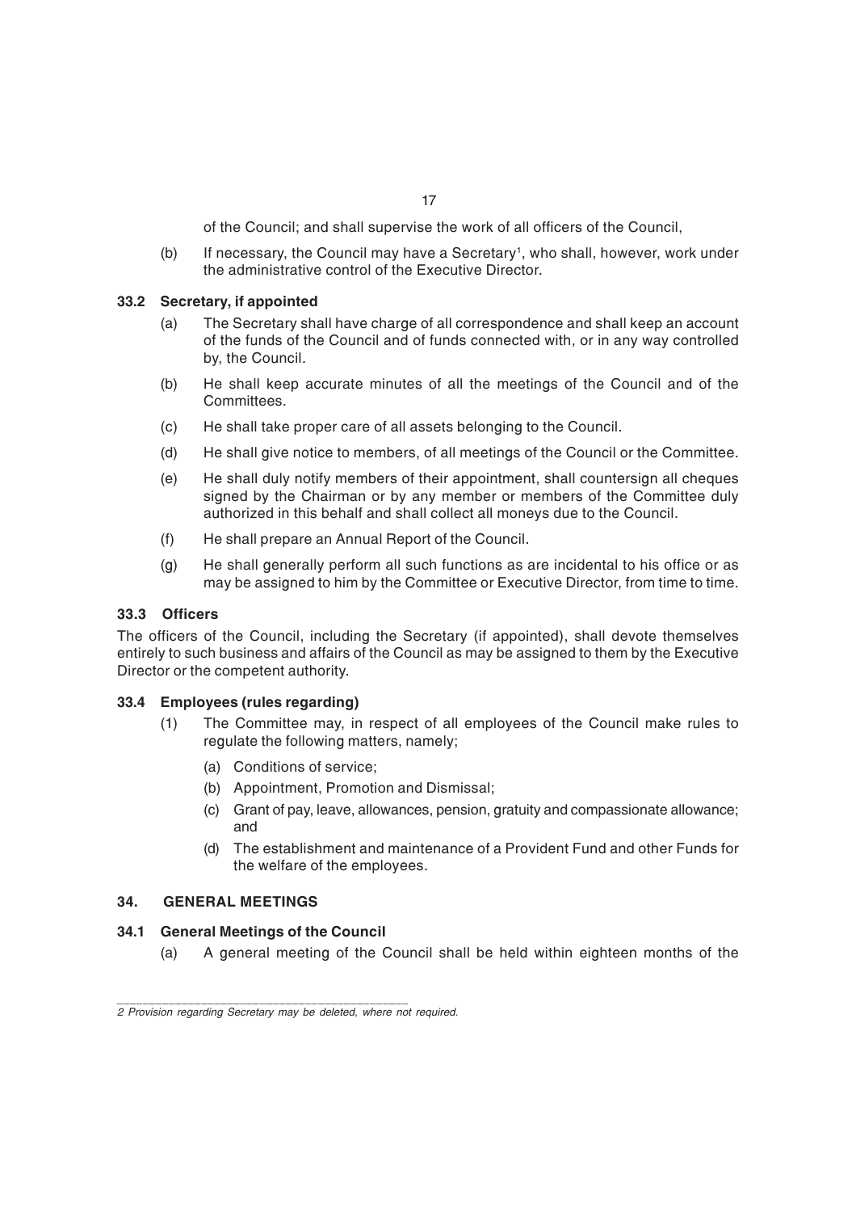of the Council; and shall supervise the work of all officers of the Council,

(b) If necessary, the Council may have a Secretary[1], who shall, however, work under the administrative control of the Executive Director.

**33.2 Secretary, if appointed**

(a) The Secretary shall have charge of all correspondence and shall keep an account of the funds of the Council and of funds connected with, or in any way controlled by, the Council.

(b) He shall keep accurate minutes of all the meetings of the Council and of the Committees.

(c) He shall take proper care of all assets belonging to the Council.

(d) He shall give notice to members, of all meetings of the Council or the Committee.

(e) He shall duly notify members of their appointment, shall countersign all cheques signed by the Chairman or by any member or members of the Committee duly authorized in this behalf and shall collect all moneys due to the Council.

(f) He shall prepare an Annual Report of the Council.

(g) He shall generally perform all such functions as are incidental to his office or as may be assigned to him by the Committee or Executive Director, from time to time.

**33.3 Officers**

The officers of the Council, including the Secretary (if appointed), shall devote themselves entirely to such business and affairs of the Council as may be assigned to them by the Executive Director or the competent authority.

**33.4 Employees (rules regarding)**

(1) The Committee may, in respect of all employees of the Council make rules to regulate the following matters, namely;

(a) Conditions of service;

(b) Appointment, Promotion and Dismissal;

(c) Grant of pay, leave, allowances, pension, gratuity and compassionate allowance; and

(d) The establishment and maintenance of a Provident Fund and other Funds for the welfare of the employees.

**34. GENERAL MEETINGS**

**34.1 General Meetings of the Council**

(a) A general meeting of the Council shall be held within eighteen months of the

---

*2 Provision regarding Secretary may be deleted, where not required.*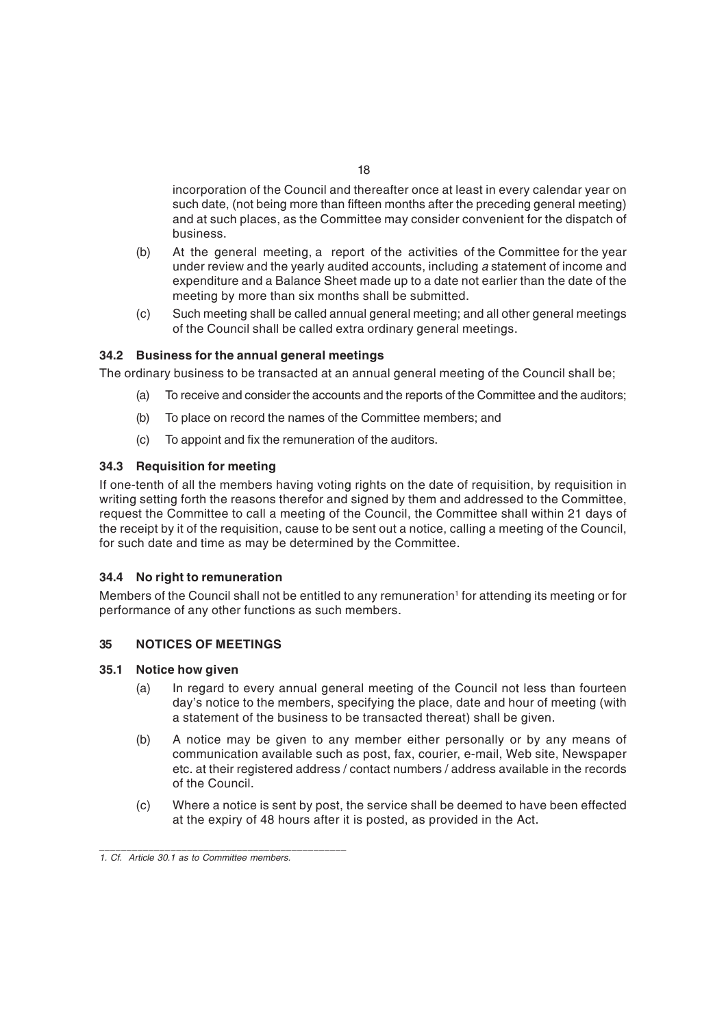incorporation of the Council and thereafter once at least in every calendar year on such date, (not being more than fifteen months after the preceding general meeting) and at such places, as the Committee may consider convenient for the dispatch of business.

(b) At the general meeting, a report of the activities of the Committee for the year under review and the yearly audited accounts, including *a* statement of income and expenditure and a Balance Sheet made up to a date not earlier than the date of the meeting by more than six months shall be submitted.

(c) Such meeting shall be called annual general meeting; and all other general meetings of the Council shall be called extra ordinary general meetings.

### 34.2 Business for the annual general meetings

The ordinary business to be transacted at an annual general meeting of the Council shall be;

(a) To receive and consider the accounts and the reports of the Committee and the auditors;

(b) To place on record the names of the Committee members; and

(c) To appoint and fix the remuneration of the auditors.

### 34.3 Requisition for meeting

If one-tenth of all the members having voting rights on the date of requisition, by requisition in writing setting forth the reasons therefor and signed by them and addressed to the Committee, request the Committee to call a meeting of the Council, the Committee shall within 21 days of the receipt by it of the requisition, cause to be sent out a notice, calling a meeting of the Council, for such date and time as may be determined by the Committee.

### 34.4 No right to remuneration

Members of the Council shall not be entitled to any remuneration[1] for attending its meeting or for performance of any other functions as such members.

## 35 NOTICES OF MEETINGS

### 35.1 Notice how given

(a) In regard to every annual general meeting of the Council not less than fourteen day's notice to the members, specifying the place, date and hour of meeting (with a statement of the business to be transacted thereat) shall be given.

(b) A notice may be given to any member either personally or by any means of communication available such as post, fax, courier, e-mail, Web site, Newspaper etc. at their registered address / contact numbers / address available in the records of the Council.

(c) Where a notice is sent by post, the service shall be deemed to have been effected at the expiry of 48 hours after it is posted, as provided in the Act.

---

*1. Cf. Article 30.1 as to Committee members.*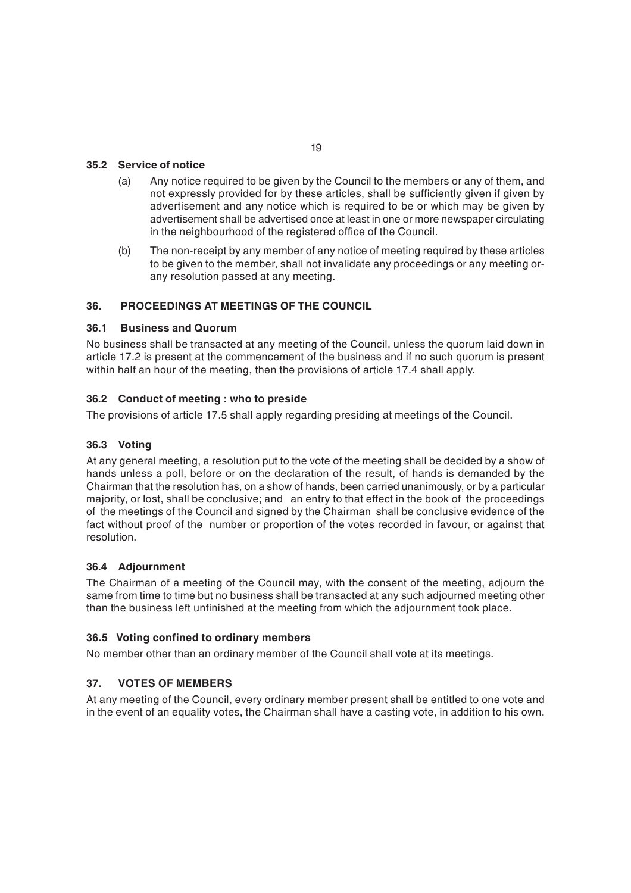### 35.2 Service of notice

(a) Any notice required to be given by the Council to the members or any of them, and not expressly provided for by these articles, shall be sufficiently given if given by advertisement and any notice which is required to be or which may be given by advertisement shall be advertised once at least in one or more newspaper circulating in the neighbourhood of the registered office of the Council.

(b) The non-receipt by any member of any notice of meeting required by these articles to be given to the member, shall not invalidate any proceedings or any meeting or- any resolution passed at any meeting.

## 36. PROCEEDINGS AT MEETINGS OF THE COUNCIL

### 36.1 Business and Quorum

No business shall be transacted at any meeting of the Council, unless the quorum laid down in article 17.2 is present at the commencement of the business and if no such quorum is present within half an hour of the meeting, then the provisions of article 17.4 shall apply.

### 36.2 Conduct of meeting : who to preside

The provisions of article 17.5 shall apply regarding presiding at meetings of the Council.

### 36.3 Voting

At any general meeting, a resolution put to the vote of the meeting shall be decided by a show of hands unless a poll, before or on the declaration of the result, of hands is demanded by the Chairman that the resolution has, on a show of hands, been carried unanimously, or by a particular majority, or lost, shall be conclusive; and an entry to that effect in the book of the proceedings of the meetings of the Council and signed by the Chairman shall be conclusive evidence of the fact without proof of the number or proportion of the votes recorded in favour, or against that resolution.

### 36.4 Adjournment

The Chairman of a meeting of the Council may, with the consent of the meeting, adjourn the same from time to time but no business shall be transacted at any such adjourned meeting other than the business left unfinished at the meeting from which the adjournment took place.

### 36.5 Voting confined to ordinary members

No member other than an ordinary member of the Council shall vote at its meetings.

## 37. VOTES OF MEMBERS

At any meeting of the Council, every ordinary member present shall be entitled to one vote and in the event of an equality votes, the Chairman shall have a casting vote, in addition to his own.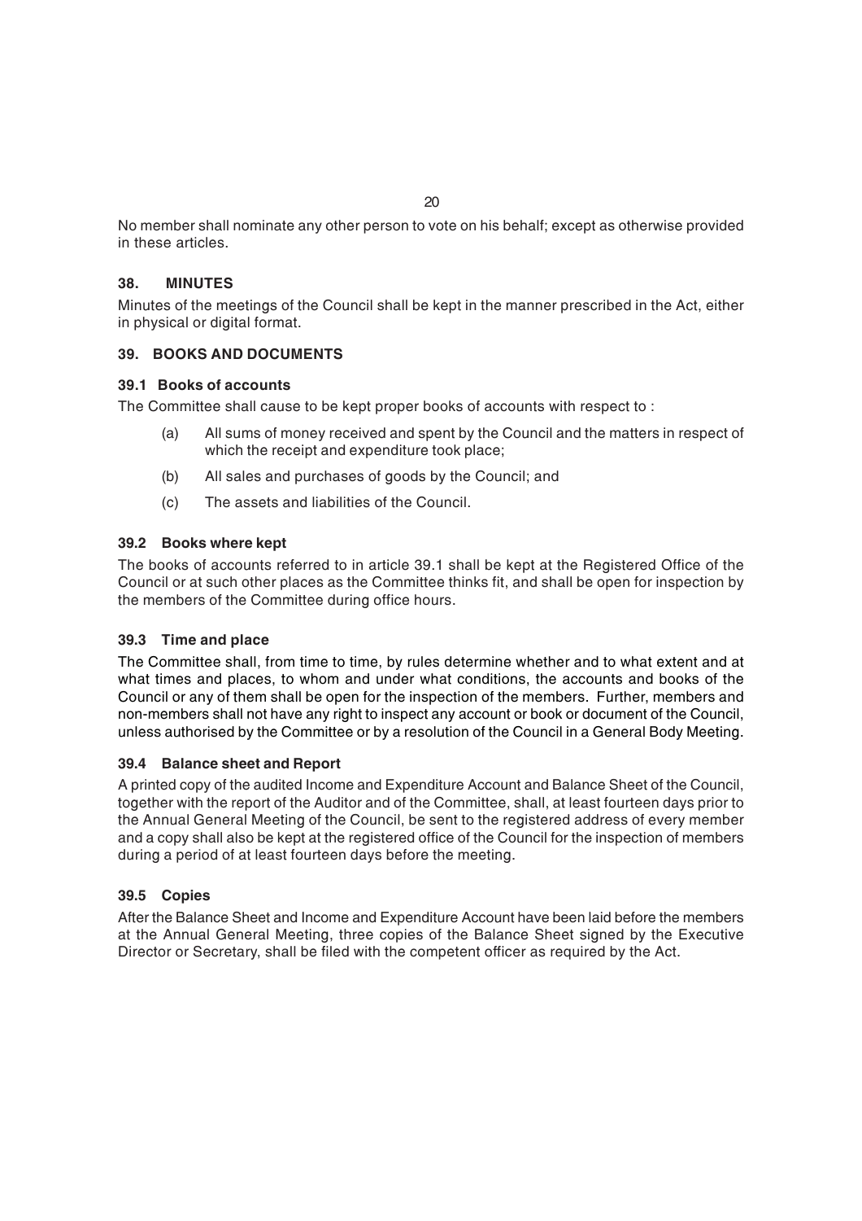No member shall nominate any other person to vote on his behalf; except as otherwise provided in these articles.

### 38. MINUTES

Minutes of the meetings of the Council shall be kept in the manner prescribed in the Act, either in physical or digital format.

### 39. BOOKS AND DOCUMENTS

#### 39.1 Books of accounts

The Committee shall cause to be kept proper books of accounts with respect to :

(a) All sums of money received and spent by the Council and the matters in respect of which the receipt and expenditure took place;

(b) All sales and purchases of goods by the Council; and

(c) The assets and liabilities of the Council.

#### 39.2 Books where kept

The books of accounts referred to in article 39.1 shall be kept at the Registered Office of the Council or at such other places as the Committee thinks fit, and shall be open for inspection by the members of the Committee during office hours.

#### 39.3 Time and place

The Committee shall, from time to time, by rules determine whether and to what extent and at what times and places, to whom and under what conditions, the accounts and books of the Council or any of them shall be open for the inspection of the members. Further, members and non-members shall not have any right to inspect any account or book or document of the Council, unless authorised by the Committee or by a resolution of the Council in a General Body Meeting.

#### 39.4 Balance sheet and Report

A printed copy of the audited Income and Expenditure Account and Balance Sheet of the Council, together with the report of the Auditor and of the Committee, shall, at least fourteen days prior to the Annual General Meeting of the Council, be sent to the registered address of every member and a copy shall also be kept at the registered office of the Council for the inspection of members during a period of at least fourteen days before the meeting.

#### 39.5 Copies

After the Balance Sheet and Income and Expenditure Account have been laid before the members at the Annual General Meeting, three copies of the Balance Sheet signed by the Executive Director or Secretary, shall be filed with the competent officer as required by the Act.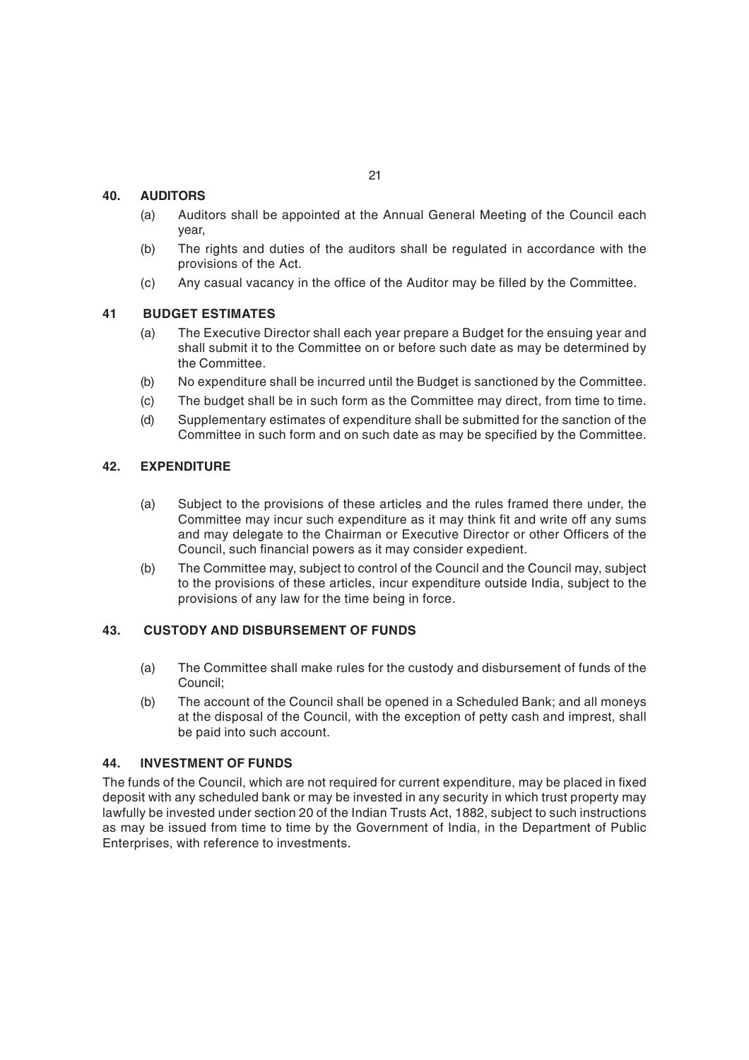## 40. AUDITORS

(a) Auditors shall be appointed at the Annual General Meeting of the Council each year,

(b) The rights and duties of the auditors shall be regulated in accordance with the provisions of the Act.

(c) Any casual vacancy in the office of the Auditor may be filled by the Committee.

## 41 BUDGET ESTIMATES

(a) The Executive Director shall each year prepare a Budget for the ensuing year and shall submit it to the Committee on or before such date as may be determined by the Committee.

(b) No expenditure shall be incurred until the Budget is sanctioned by the Committee.

(c) The budget shall be in such form as the Committee may direct, from time to time.

(d) Supplementary estimates of expenditure shall be submitted for the sanction of the Committee in such form and on such date as may be specified by the Committee.

## 42. EXPENDITURE

(a) Subject to the provisions of these articles and the rules framed there under, the Committee may incur such expenditure as it may think fit and write off any sums and may delegate to the Chairman or Executive Director or other Officers of the Council, such financial powers as it may consider expedient.

(b) The Committee may, subject to control of the Council and the Council may, subject to the provisions of these articles, incur expenditure outside India, subject to the provisions of any law for the time being in force.

## 43. CUSTODY AND DISBURSEMENT OF FUNDS

(a) The Committee shall make rules for the custody and disbursement of funds of the Council;

(b) The account of the Council shall be opened in a Scheduled Bank; and all moneys at the disposal of the Council, with the exception of petty cash and imprest, shall be paid into such account.

## 44. INVESTMENT OF FUNDS

The funds of the Council, which are not required for current expenditure, may be placed in fixed deposit with any scheduled bank or may be invested in any security in which trust property may lawfully be invested under section 20 of the Indian Trusts Act, 1882, subject to such instructions as may be issued from time to time by the Government of India, in the Department of Public Enterprises, with reference to investments.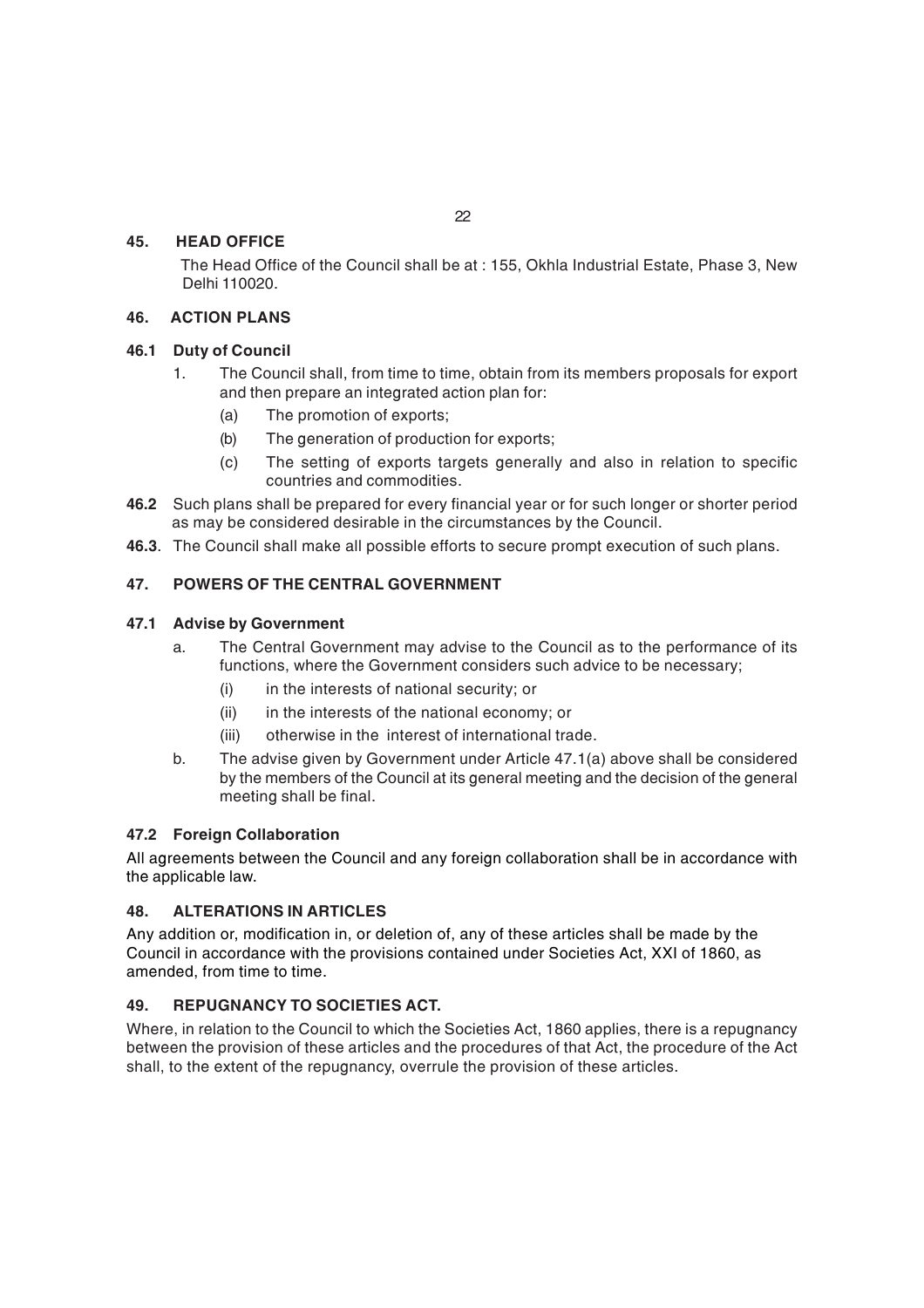## 45. HEAD OFFICE

The Head Office of the Council shall be at : 155, Okhla Industrial Estate, Phase 3, New Delhi 110020.

## 46. ACTION PLANS

### 46.1 Duty of Council

1. The Council shall, from time to time, obtain from its members proposals for export and then prepare an integrated action plan for:
   - (a) The promotion of exports;
   - (b) The generation of production for exports;
   - (c) The setting of exports targets generally and also in relation to specific countries and commodities.

**46.2** Such plans shall be prepared for every financial year or for such longer or shorter period as may be considered desirable in the circumstances by the Council.

**46.3**. The Council shall make all possible efforts to secure prompt execution of such plans.

## 47. POWERS OF THE CENTRAL GOVERNMENT

### 47.1 Advise by Government

a. The Central Government may advise to the Council as to the performance of its functions, where the Government considers such advice to be necessary;
   - (i) in the interests of national security; or
   - (ii) in the interests of the national economy; or
   - (iii) otherwise in the interest of international trade.

b. The advise given by Government under Article 47.1(a) above shall be considered by the members of the Council at its general meeting and the decision of the general meeting shall be final.

### 47.2 Foreign Collaboration

All agreements between the Council and any foreign collaboration shall be in accordance with the applicable law.

## 48. ALTERATIONS IN ARTICLES

Any addition or, modification in, or deletion of, any of these articles shall be made by the Council in accordance with the provisions contained under Societies Act, XXI of 1860, as amended, from time to time.

## 49. REPUGNANCY TO SOCIETIES ACT.

Where, in relation to the Council to which the Societies Act, 1860 applies, there is a repugnancy between the provision of these articles and the procedures of that Act, the procedure of the Act shall, to the extent of the repugnancy, overrule the provision of these articles.